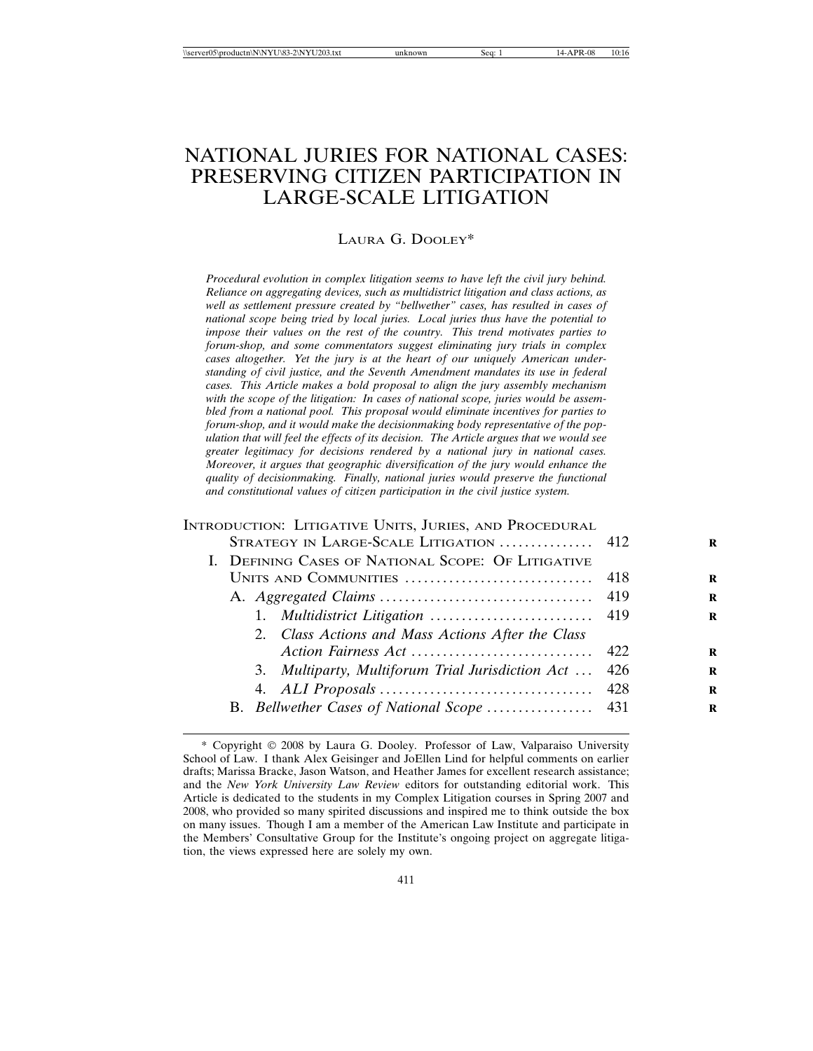# NATIONAL JURIES FOR NATIONAL CASES: PRESERVING CITIZEN PARTICIPATION IN LARGE-SCALE LITIGATION

LAURA G. DOOLEY*

*Procedural evolution in complex litigation seems to have left the civil jury behind. Reliance on aggregating devices, such as multidistrict litigation and class actions, as well as settlement pressure created by "bellwether" cases, has resulted in cases of national scope being tried by local juries. Local juries thus have the potential to impose their values on the rest of the country. This trend motivates parties to forum-shop, and some commentators suggest eliminating jury trials in complex cases altogether. Yet the jury is at the heart of our uniquely American understanding of civil justice, and the Seventh Amendment mandates its use in federal cases. This Article makes a bold proposal to align the jury assembly mechanism with the scope of the litigation: In cases of national scope, juries would be assembled from a national pool. This proposal would eliminate incentives for parties to forum-shop, and it would make the decisionmaking body representative of the population that will feel the effects of its decision. The Article argues that we would see greater legitimacy for decisions rendered by a national jury in national cases. Moreover, it argues that geographic diversification of the jury would enhance the quality of decisionmaking. Finally, national juries would preserve the functional and constitutional values of citizen participation in the civil justice system.*

| | |
|---|---|
| INTRODUCTION: LITIGATIVE UNITS, JURIES, AND PROCEDURAL STRATEGY IN LARGE-SCALE LITIGATION | 412 |
| I. DEFINING CASES OF NATIONAL SCOPE: OF LITIGATIVE UNITS AND COMMUNITIES | 418 |
| A. *Aggregated Claims* | 419 |
| 1. *Multidistrict Litigation* | 419 |
| 2. *Class Actions and Mass Actions After the Class Action Fairness Act* | 422 |
| 3. *Multiparty, Multiforum Trial Jurisdiction Act* | 426 |
| 4. *ALI Proposals* | 428 |
| B. *Bellwether Cases of National Scope* | 431 |

\* Copyright © 2008 by Laura G. Dooley. Professor of Law, Valparaiso University School of Law. I thank Alex Geisinger and JoEllen Lind for helpful comments on earlier drafts; Marissa Bracke, Jason Watson, and Heather James for excellent research assistance; and the *New York University Law Review* editors for outstanding editorial work. This Article is dedicated to the students in my Complex Litigation courses in Spring 2007 and 2008, who provided so many spirited discussions and inspired me to think outside the box on many issues. Though I am a member of the American Law Institute and participate in the Members' Consultative Group for the Institute's ongoing project on aggregate litigation, the views expressed here are solely my own.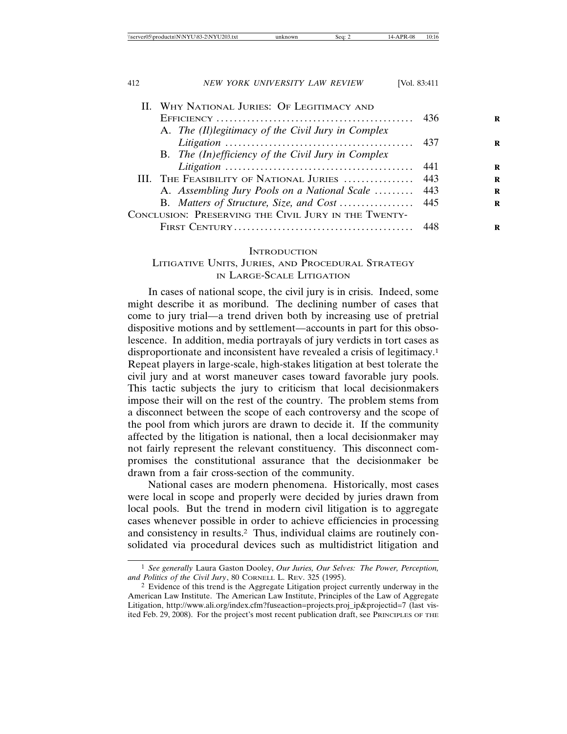II. Why National Juries: Of Legitimacy and Efficiency ........................................... 436
  A. *The (Il)legitimacy of the Civil Jury in Complex Litigation* ........................................... 437
  B. *The (In)efficiency of the Civil Jury in Complex Litigation* ........................................... 441
III. The Feasibility of National Juries ............... 443
  A. *Assembling Jury Pools on a National Scale* ......... 443
  B. *Matters of Structure, Size, and Cost* ................ 445
Conclusion: Preserving the Civil Jury in the Twenty-First Century ........................................ 448

## Introduction

## Litigative Units, Juries, and Procedural Strategy in Large-Scale Litigation

In cases of national scope, the civil jury is in crisis. Indeed, some might describe it as moribund. The declining number of cases that come to jury trial—a trend driven both by increasing use of pretrial dispositive motions and by settlement—accounts in part for this obsolescence. In addition, media portrayals of jury verdicts in tort cases as disproportionate and inconsistent have revealed a crisis of legitimacy.[1] Repeat players in large-scale, high-stakes litigation at best tolerate the civil jury and at worst maneuver cases toward favorable jury pools. This tactic subjects the jury to criticism that local decisionmakers impose their will on the rest of the country. The problem stems from a disconnect between the scope of each controversy and the scope of the pool from which jurors are drawn to decide it. If the community affected by the litigation is national, then a local decisionmaker may not fairly represent the relevant constituency. This disconnect compromises the constitutional assurance that the decisionmaker be drawn from a fair cross-section of the community.

National cases are modern phenomena. Historically, most cases were local in scope and properly were decided by juries drawn from local pools. But the trend in modern civil litigation is to aggregate cases whenever possible in order to achieve efficiencies in processing and consistency in results.[2] Thus, individual claims are routinely consolidated via procedural devices such as multidistrict litigation and

---

[1] *See generally* Laura Gaston Dooley, *Our Juries, Our Selves: The Power, Perception, and Politics of the Civil Jury*, 80 Cornell L. Rev. 325 (1995).

[2] Evidence of this trend is the Aggregate Litigation project currently underway in the American Law Institute. The American Law Institute, Principles of the Law of Aggregate Litigation, http://www.ali.org/index.cfm?fuseaction=projects.proj_ip&projectid=7 (last visited Feb. 29, 2008). For the project's most recent publication draft, see Principles of the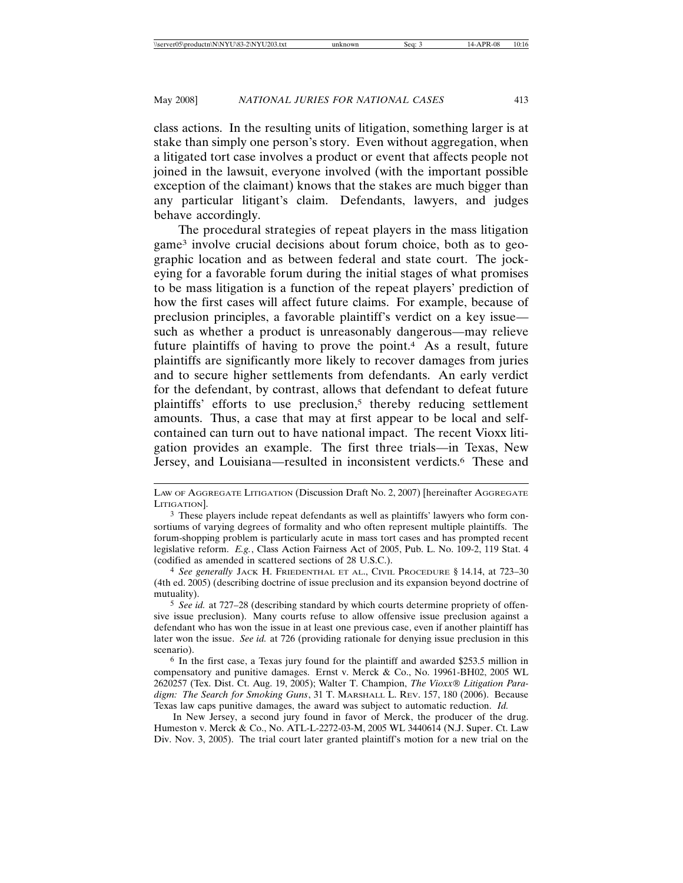class actions. In the resulting units of litigation, something larger is at stake than simply one person's story. Even without aggregation, when a litigated tort case involves a product or event that affects people not joined in the lawsuit, everyone involved (with the important possible exception of the claimant) knows that the stakes are much bigger than any particular litigant's claim. Defendants, lawyers, and judges behave accordingly.

The procedural strategies of repeat players in the mass litigation game[3] involve crucial decisions about forum choice, both as to geographic location and as between federal and state court. The jockeying for a favorable forum during the initial stages of what promises to be mass litigation is a function of the repeat players' prediction of how the first cases will affect future claims. For example, because of preclusion principles, a favorable plaintiff's verdict on a key issue—such as whether a product is unreasonably dangerous—may relieve future plaintiffs of having to prove the point.[4] As a result, future plaintiffs are significantly more likely to recover damages from juries and to secure higher settlements from defendants. An early verdict for the defendant, by contrast, allows that defendant to defeat future plaintiffs' efforts to use preclusion,[5] thereby reducing settlement amounts. Thus, a case that may at first appear to be local and self-contained can turn out to have national impact. The recent Vioxx litigation provides an example. The first three trials—in Texas, New Jersey, and Louisiana—resulted in inconsistent verdicts.[6] These and

---

LAW OF AGGREGATE LITIGATION (Discussion Draft No. 2, 2007) [hereinafter AGGREGATE LITIGATION].

[3] These players include repeat defendants as well as plaintiffs' lawyers who form consortiums of varying degrees of formality and who often represent multiple plaintiffs. The forum-shopping problem is particularly acute in mass tort cases and has prompted recent legislative reform. *E.g.*, Class Action Fairness Act of 2005, Pub. L. No. 109-2, 119 Stat. 4 (codified as amended in scattered sections of 28 U.S.C.).

[4] *See generally* JACK H. FRIEDENTHAL ET AL., CIVIL PROCEDURE § 14.14, at 723–30 (4th ed. 2005) (describing doctrine of issue preclusion and its expansion beyond doctrine of mutuality).

[5] *See id.* at 727–28 (describing standard by which courts determine propriety of offensive issue preclusion). Many courts refuse to allow offensive issue preclusion against a defendant who has won the issue in at least one previous case, even if another plaintiff has later won the issue. *See id.* at 726 (providing rationale for denying issue preclusion in this scenario).

[6] In the first case, a Texas jury found for the plaintiff and awarded $253.5 million in compensatory and punitive damages. Ernst v. Merck & Co., No. 19961-BH02, 2005 WL 2620257 (Tex. Dist. Ct. Aug. 19, 2005); Walter T. Champion, *The Vioxx® Litigation Paradigm: The Search for Smoking Guns*, 31 T. MARSHALL L. REV. 157, 180 (2006). Because Texas law caps punitive damages, the award was subject to automatic reduction. *Id.*

In New Jersey, a second jury found in favor of Merck, the producer of the drug. Humeston v. Merck & Co., No. ATL-L-2272-03-M, 2005 WL 3440614 (N.J. Super. Ct. Law Div. Nov. 3, 2005). The trial court later granted plaintiff's motion for a new trial on the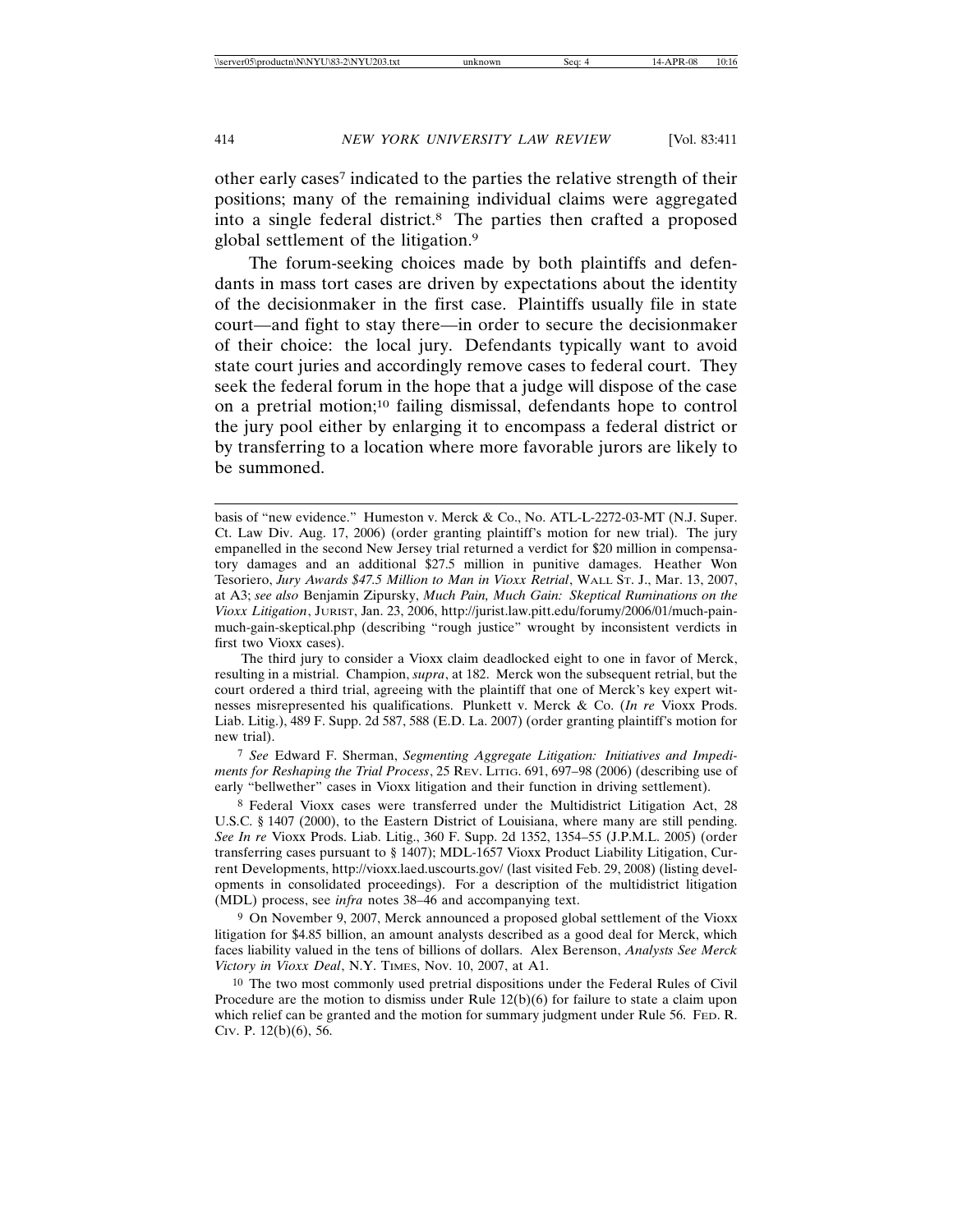other early cases[7] indicated to the parties the relative strength of their positions; many of the remaining individual claims were aggregated into a single federal district.[8] The parties then crafted a proposed global settlement of the litigation.[9]

The forum-seeking choices made by both plaintiffs and defendants in mass tort cases are driven by expectations about the identity of the decisionmaker in the first case. Plaintiffs usually file in state court—and fight to stay there—in order to secure the decisionmaker of their choice: the local jury. Defendants typically want to avoid state court juries and accordingly remove cases to federal court. They seek the federal forum in the hope that a judge will dispose of the case on a pretrial motion;[10] failing dismissal, defendants hope to control the jury pool either by enlarging it to encompass a federal district or by transferring to a location where more favorable jurors are likely to be summoned.

---

basis of "new evidence." Humeston v. Merck & Co., No. ATL-L-2272-03-MT (N.J. Super. Ct. Law Div. Aug. 17, 2006) (order granting plaintiff's motion for new trial). The jury empanelled in the second New Jersey trial returned a verdict for $20 million in compensatory damages and an additional $27.5 million in punitive damages. Heather Won Tesoriero, *Jury Awards $47.5 Million to Man in Vioxx Retrial*, WALL ST. J., Mar. 13, 2007, at A3; *see also* Benjamin Zipursky, *Much Pain, Much Gain: Skeptical Ruminations on the Vioxx Litigation*, JURIST, Jan. 23, 2006, http://jurist.law.pitt.edu/forumy/2006/01/much-pain-much-gain-skeptical.php (describing "rough justice" wrought by inconsistent verdicts in first two Vioxx cases).

The third jury to consider a Vioxx claim deadlocked eight to one in favor of Merck, resulting in a mistrial. Champion, *supra*, at 182. Merck won the subsequent retrial, but the court ordered a third trial, agreeing with the plaintiff that one of Merck's key expert witnesses misrepresented his qualifications. Plunkett v. Merck & Co. (*In re* Vioxx Prods. Liab. Litig.), 489 F. Supp. 2d 587, 588 (E.D. La. 2007) (order granting plaintiff's motion for new trial).

[7] *See* Edward F. Sherman, *Segmenting Aggregate Litigation: Initiatives and Impediments for Reshaping the Trial Process*, 25 REV. LITIG. 691, 697–98 (2006) (describing use of early "bellwether" cases in Vioxx litigation and their function in driving settlement).

[8] Federal Vioxx cases were transferred under the Multidistrict Litigation Act, 28 U.S.C. § 1407 (2000), to the Eastern District of Louisiana, where many are still pending. *See In re* Vioxx Prods. Liab. Litig., 360 F. Supp. 2d 1352, 1354–55 (J.P.M.L. 2005) (order transferring cases pursuant to § 1407); MDL-1657 Vioxx Product Liability Litigation, Current Developments, http://vioxx.laed.uscourts.gov/ (last visited Feb. 29, 2008) (listing developments in consolidated proceedings). For a description of the multidistrict litigation (MDL) process, see *infra* notes 38–46 and accompanying text.

[9] On November 9, 2007, Merck announced a proposed global settlement of the Vioxx litigation for $4.85 billion, an amount analysts described as a good deal for Merck, which faces liability valued in the tens of billions of dollars. Alex Berenson, *Analysts See Merck Victory in Vioxx Deal*, N.Y. TIMES, Nov. 10, 2007, at A1.

[10] The two most commonly used pretrial dispositions under the Federal Rules of Civil Procedure are the motion to dismiss under Rule 12(b)(6) for failure to state a claim upon which relief can be granted and the motion for summary judgment under Rule 56. FED. R. CIV. P. 12(b)(6), 56.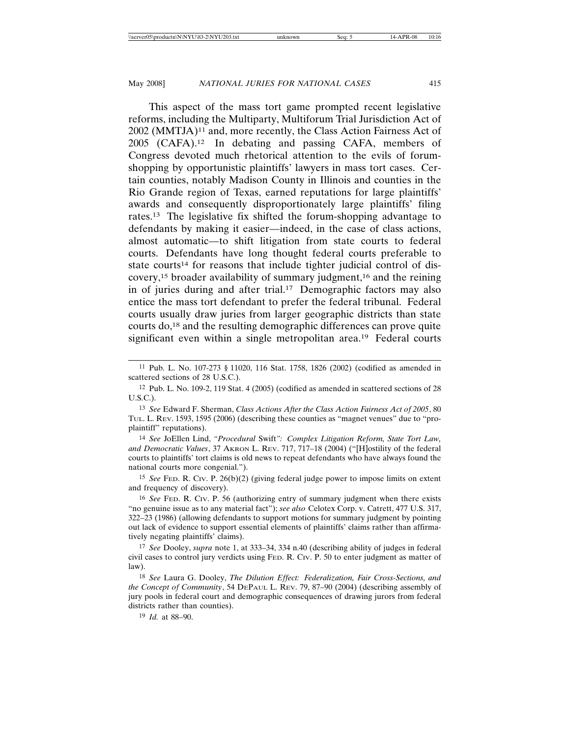This aspect of the mass tort game prompted recent legislative reforms, including the Multiparty, Multiforum Trial Jurisdiction Act of 2002 (MMTJA)[11] and, more recently, the Class Action Fairness Act of 2005 (CAFA).[12] In debating and passing CAFA, members of Congress devoted much rhetorical attention to the evils of forum-shopping by opportunistic plaintiffs' lawyers in mass tort cases. Certain counties, notably Madison County in Illinois and counties in the Rio Grande region of Texas, earned reputations for large plaintiffs' awards and consequently disproportionately large plaintiffs' filing rates.[13] The legislative fix shifted the forum-shopping advantage to defendants by making it easier—indeed, in the case of class actions, almost automatic—to shift litigation from state courts to federal courts. Defendants have long thought federal courts preferable to state courts[14] for reasons that include tighter judicial control of discovery,[15] broader availability of summary judgment,[16] and the reining in of juries during and after trial.[17] Demographic factors may also entice the mass tort defendant to prefer the federal tribunal. Federal courts usually draw juries from larger geographic districts than state courts do,[18] and the resulting demographic differences can prove quite significant even within a single metropolitan area.[19] Federal courts

---

[11] Pub. L. No. 107-273 § 11020, 116 Stat. 1758, 1826 (2002) (codified as amended in scattered sections of 28 U.S.C.).

[12] Pub. L. No. 109-2, 119 Stat. 4 (2005) (codified as amended in scattered sections of 28 U.S.C.).

[13] *See* Edward F. Sherman, *Class Actions After the Class Action Fairness Act of 2005*, 80 TUL. L. REV. 1593, 1595 (2006) (describing these counties as "magnet venues" due to "pro-plaintiff" reputations).

[14] *See* JoEllen Lind, *"Procedural* Swift*": Complex Litigation Reform, State Tort Law, and Democratic Values*, 37 AKRON L. REV. 717, 717–18 (2004) ("[H]ostility of the federal courts to plaintiffs' tort claims is old news to repeat defendants who have always found the national courts more congenial.").

[15] *See* FED. R. CIV. P. 26(b)(2) (giving federal judge power to impose limits on extent and frequency of discovery).

[16] *See* FED. R. CIV. P. 56 (authorizing entry of summary judgment when there exists "no genuine issue as to any material fact"); *see also* Celotex Corp. v. Catrett, 477 U.S. 317, 322–23 (1986) (allowing defendants to support motions for summary judgment by pointing out lack of evidence to support essential elements of plaintiffs' claims rather than affirmatively negating plaintiffs' claims).

[17] *See* Dooley, *supra* note 1, at 333–34, 334 n.40 (describing ability of judges in federal civil cases to control jury verdicts using FED. R. CIV. P. 50 to enter judgment as matter of law).

[18] *See* Laura G. Dooley, *The Dilution Effect: Federalization, Fair Cross-Sections, and the Concept of Community*, 54 DEPAUL L. REV. 79, 87–90 (2004) (describing assembly of jury pools in federal court and demographic consequences of drawing jurors from federal districts rather than counties).

[19] *Id.* at 88–90.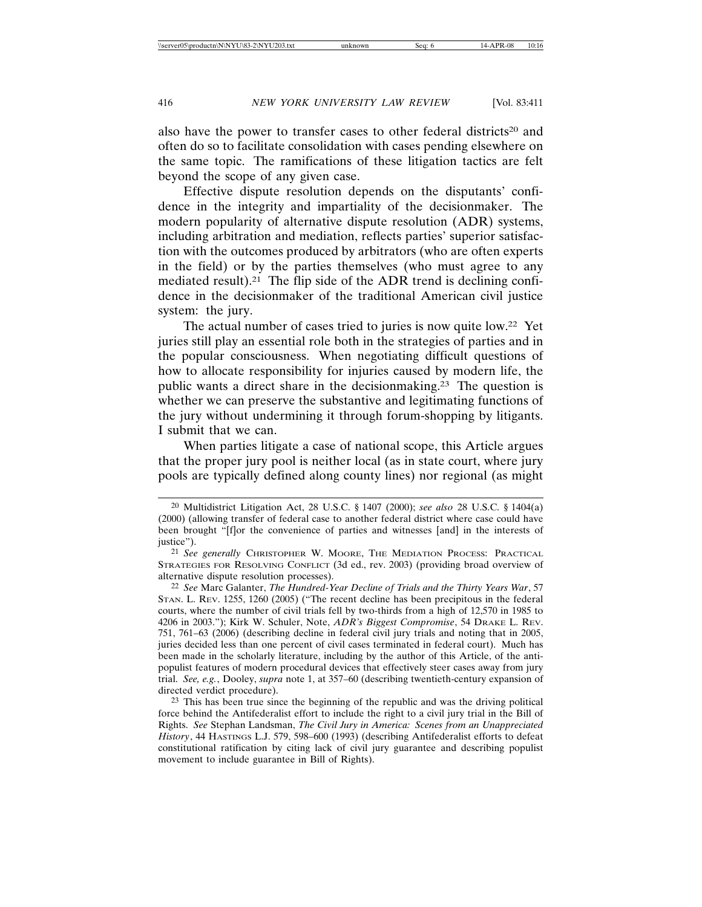also have the power to transfer cases to other federal districts[20] and often do so to facilitate consolidation with cases pending elsewhere on the same topic. The ramifications of these litigation tactics are felt beyond the scope of any given case.

Effective dispute resolution depends on the disputants' confidence in the integrity and impartiality of the decisionmaker. The modern popularity of alternative dispute resolution (ADR) systems, including arbitration and mediation, reflects parties' superior satisfaction with the outcomes produced by arbitrators (who are often experts in the field) or by the parties themselves (who must agree to any mediated result).[21] The flip side of the ADR trend is declining confidence in the decisionmaker of the traditional American civil justice system: the jury.

The actual number of cases tried to juries is now quite low.[22] Yet juries still play an essential role both in the strategies of parties and in the popular consciousness. When negotiating difficult questions of how to allocate responsibility for injuries caused by modern life, the public wants a direct share in the decisionmaking.[23] The question is whether we can preserve the substantive and legitimating functions of the jury without undermining it through forum-shopping by litigants. I submit that we can.

When parties litigate a case of national scope, this Article argues that the proper jury pool is neither local (as in state court, where jury pools are typically defined along county lines) nor regional (as might

---

[20] Multidistrict Litigation Act, 28 U.S.C. § 1407 (2000); *see also* 28 U.S.C. § 1404(a) (2000) (allowing transfer of federal case to another federal district where case could have been brought "[f]or the convenience of parties and witnesses [and] in the interests of justice").

[21] *See generally* Christopher W. Moore, The Mediation Process: Practical Strategies for Resolving Conflict (3d ed., rev. 2003) (providing broad overview of alternative dispute resolution processes).

[22] *See* Marc Galanter, *The Hundred-Year Decline of Trials and the Thirty Years War*, 57 Stan. L. Rev. 1255, 1260 (2005) ("The recent decline has been precipitous in the federal courts, where the number of civil trials fell by two-thirds from a high of 12,570 in 1985 to 4206 in 2003."); Kirk W. Schuler, Note, *ADR's Biggest Compromise*, 54 Drake L. Rev. 751, 761–63 (2006) (describing decline in federal civil jury trials and noting that in 2005, juries decided less than one percent of civil cases terminated in federal court). Much has been made in the scholarly literature, including by the author of this Article, of the anti-populist features of modern procedural devices that effectively steer cases away from jury trial. *See, e.g.*, Dooley, *supra* note 1, at 357–60 (describing twentieth-century expansion of directed verdict procedure).

[23] This has been true since the beginning of the republic and was the driving political force behind the Antifederalist effort to include the right to a civil jury trial in the Bill of Rights. *See* Stephan Landsman, *The Civil Jury in America: Scenes from an Unappreciated History*, 44 Hastings L.J. 579, 598–600 (1993) (describing Antifederalist efforts to defeat constitutional ratification by citing lack of civil jury guarantee and describing populist movement to include guarantee in Bill of Rights).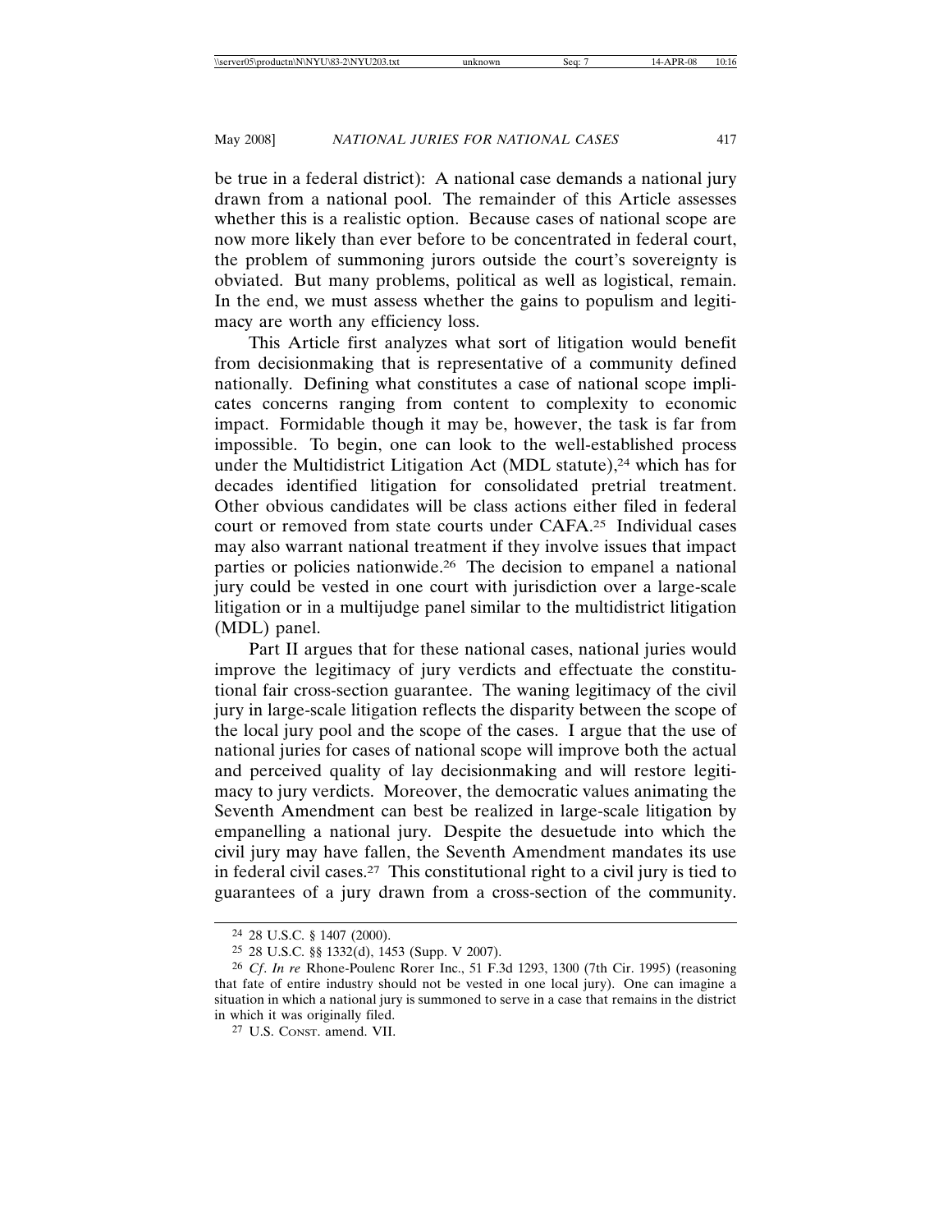be true in a federal district): A national case demands a national jury drawn from a national pool. The remainder of this Article assesses whether this is a realistic option. Because cases of national scope are now more likely than ever before to be concentrated in federal court, the problem of summoning jurors outside the court's sovereignty is obviated. But many problems, political as well as logistical, remain. In the end, we must assess whether the gains to populism and legitimacy are worth any efficiency loss.

This Article first analyzes what sort of litigation would benefit from decisionmaking that is representative of a community defined nationally. Defining what constitutes a case of national scope implicates concerns ranging from content to complexity to economic impact. Formidable though it may be, however, the task is far from impossible. To begin, one can look to the well-established process under the Multidistrict Litigation Act (MDL statute),[24] which has for decades identified litigation for consolidated pretrial treatment. Other obvious candidates will be class actions either filed in federal court or removed from state courts under CAFA.[25] Individual cases may also warrant national treatment if they involve issues that impact parties or policies nationwide.[26] The decision to empanel a national jury could be vested in one court with jurisdiction over a large-scale litigation or in a multijudge panel similar to the multidistrict litigation (MDL) panel.

Part II argues that for these national cases, national juries would improve the legitimacy of jury verdicts and effectuate the constitutional fair cross-section guarantee. The waning legitimacy of the civil jury in large-scale litigation reflects the disparity between the scope of the local jury pool and the scope of the cases. I argue that the use of national juries for cases of national scope will improve both the actual and perceived quality of lay decisionmaking and will restore legitimacy to jury verdicts. Moreover, the democratic values animating the Seventh Amendment can best be realized in large-scale litigation by empanelling a national jury. Despite the desuetude into which the civil jury may have fallen, the Seventh Amendment mandates its use in federal civil cases.[27] This constitutional right to a civil jury is tied to guarantees of a jury drawn from a cross-section of the community.

---

[24] 28 U.S.C. § 1407 (2000).

[25] 28 U.S.C. §§ 1332(d), 1453 (Supp. V 2007).

[26] *Cf. In re* Rhone-Poulenc Rorer Inc., 51 F.3d 1293, 1300 (7th Cir. 1995) (reasoning that fate of entire industry should not be vested in one local jury). One can imagine a situation in which a national jury is summoned to serve in a case that remains in the district in which it was originally filed.

[27] U.S. Const. amend. VII.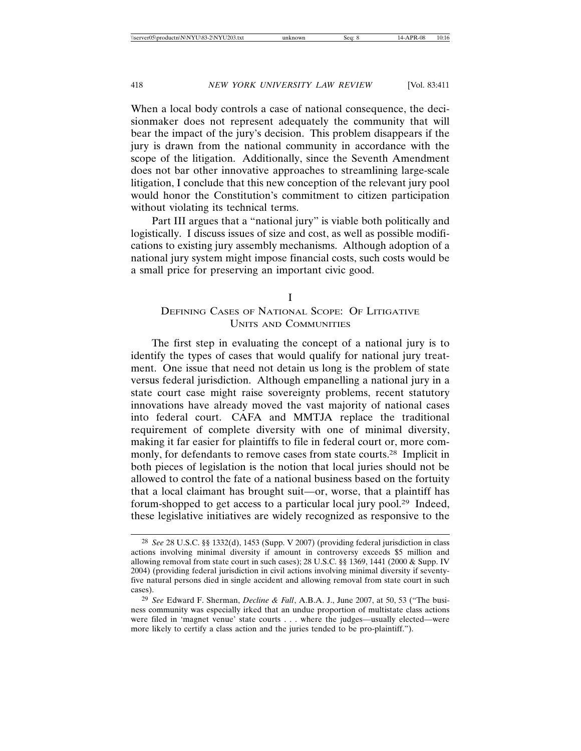When a local body controls a case of national consequence, the decisionmaker does not represent adequately the community that will bear the impact of the jury's decision. This problem disappears if the jury is drawn from the national community in accordance with the scope of the litigation. Additionally, since the Seventh Amendment does not bar other innovative approaches to streamlining large-scale litigation, I conclude that this new conception of the relevant jury pool would honor the Constitution's commitment to citizen participation without violating its technical terms.

Part III argues that a "national jury" is viable both politically and logistically. I discuss issues of size and cost, as well as possible modifications to existing jury assembly mechanisms. Although adoption of a national jury system might impose financial costs, such costs would be a small price for preserving an important civic good.

# I
## Defining Cases of National Scope: Of Litigative Units and Communities

The first step in evaluating the concept of a national jury is to identify the types of cases that would qualify for national jury treatment. One issue that need not detain us long is the problem of state versus federal jurisdiction. Although empanelling a national jury in a state court case might raise sovereignty problems, recent statutory innovations have already moved the vast majority of national cases into federal court. CAFA and MMTJA replace the traditional requirement of complete diversity with one of minimal diversity, making it far easier for plaintiffs to file in federal court or, more commonly, for defendants to remove cases from state courts.[28] Implicit in both pieces of legislation is the notion that local juries should not be allowed to control the fate of a national business based on the fortuity that a local claimant has brought suit—or, worse, that a plaintiff has forum-shopped to get access to a particular local jury pool.[29] Indeed, these legislative initiatives are widely recognized as responsive to the

---

[28] *See* 28 U.S.C. §§ 1332(d), 1453 (Supp. V 2007) (providing federal jurisdiction in class actions involving minimal diversity if amount in controversy exceeds $5 million and allowing removal from state court in such cases); 28 U.S.C. §§ 1369, 1441 (2000 & Supp. IV 2004) (providing federal jurisdiction in civil actions involving minimal diversity if seventy-five natural persons died in single accident and allowing removal from state court in such cases).

[29] *See* Edward F. Sherman, *Decline & Fall*, A.B.A. J., June 2007, at 50, 53 ("The business community was especially irked that an undue proportion of multistate class actions were filed in 'magnet venue' state courts . . . where the judges—usually elected—were more likely to certify a class action and the juries tended to be pro-plaintiff.").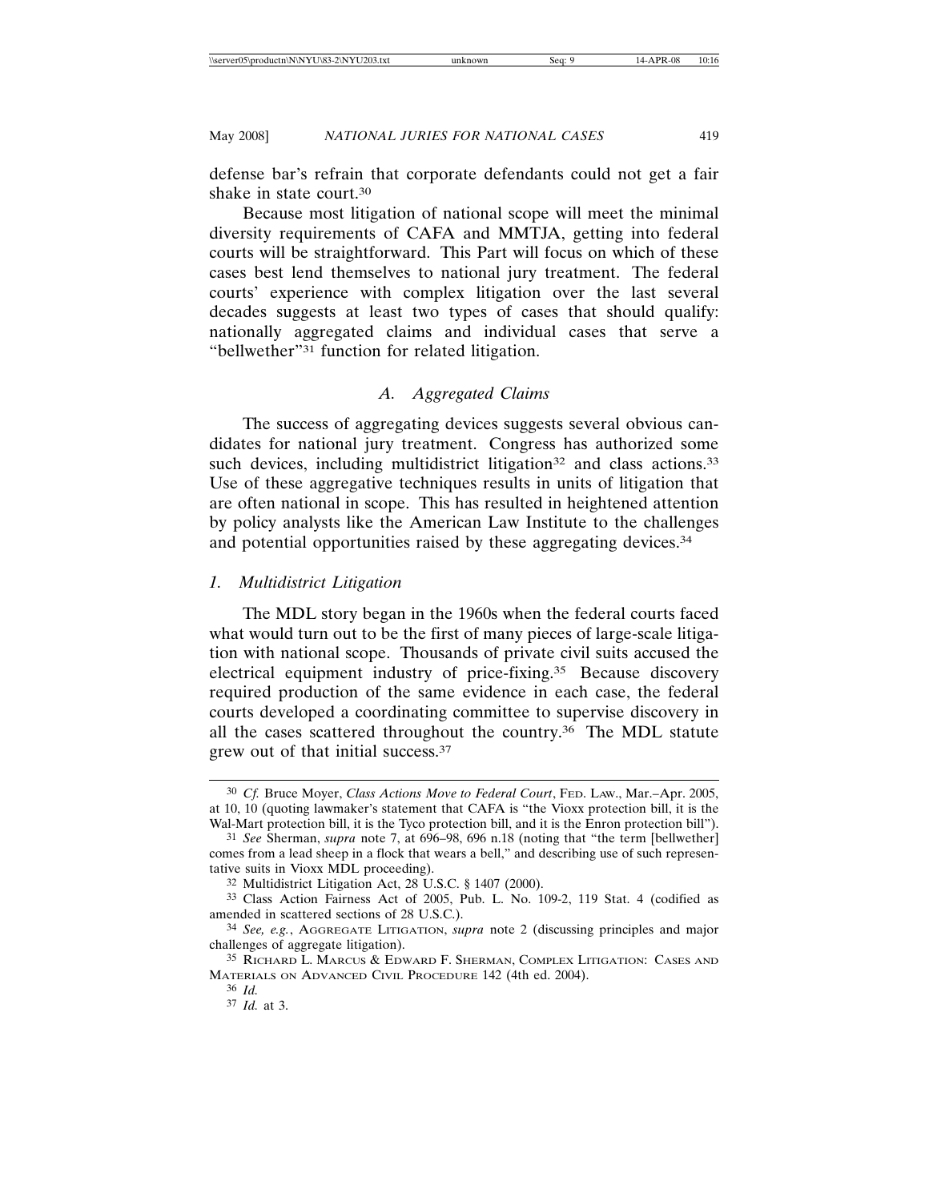defense bar's refrain that corporate defendants could not get a fair shake in state court.[30]

Because most litigation of national scope will meet the minimal diversity requirements of CAFA and MMTJA, getting into federal courts will be straightforward. This Part will focus on which of these cases best lend themselves to national jury treatment. The federal courts' experience with complex litigation over the last several decades suggests at least two types of cases that should qualify: nationally aggregated claims and individual cases that serve a "bellwether"[31] function for related litigation.

### *A. Aggregated Claims*

The success of aggregating devices suggests several obvious candidates for national jury treatment. Congress has authorized some such devices, including multidistrict litigation[32] and class actions.[33] Use of these aggregative techniques results in units of litigation that are often national in scope. This has resulted in heightened attention by policy analysts like the American Law Institute to the challenges and potential opportunities raised by these aggregating devices.[34]

#### *1. Multidistrict Litigation*

The MDL story began in the 1960s when the federal courts faced what would turn out to be the first of many pieces of large-scale litigation with national scope. Thousands of private civil suits accused the electrical equipment industry of price-fixing.[35] Because discovery required production of the same evidence in each case, the federal courts developed a coordinating committee to supervise discovery in all the cases scattered throughout the country.[36] The MDL statute grew out of that initial success.[37]

---

[30] *Cf.* Bruce Moyer, *Class Actions Move to Federal Court*, FED. LAW., Mar.–Apr. 2005, at 10, 10 (quoting lawmaker's statement that CAFA is "the Vioxx protection bill, it is the Wal-Mart protection bill, it is the Tyco protection bill, and it is the Enron protection bill").

[31] *See* Sherman, *supra* note 7, at 696–98, 696 n.18 (noting that "the term [bellwether] comes from a lead sheep in a flock that wears a bell," and describing use of such representative suits in Vioxx MDL proceeding).

[32] Multidistrict Litigation Act, 28 U.S.C. § 1407 (2000).

[33] Class Action Fairness Act of 2005, Pub. L. No. 109-2, 119 Stat. 4 (codified as amended in scattered sections of 28 U.S.C.).

[34] *See, e.g.*, AGGREGATE LITIGATION, *supra* note 2 (discussing principles and major challenges of aggregate litigation).

[35] RICHARD L. MARCUS & EDWARD F. SHERMAN, COMPLEX LITIGATION: CASES AND MATERIALS ON ADVANCED CIVIL PROCEDURE 142 (4th ed. 2004).

[36] *Id.*

[37] *Id.* at 3.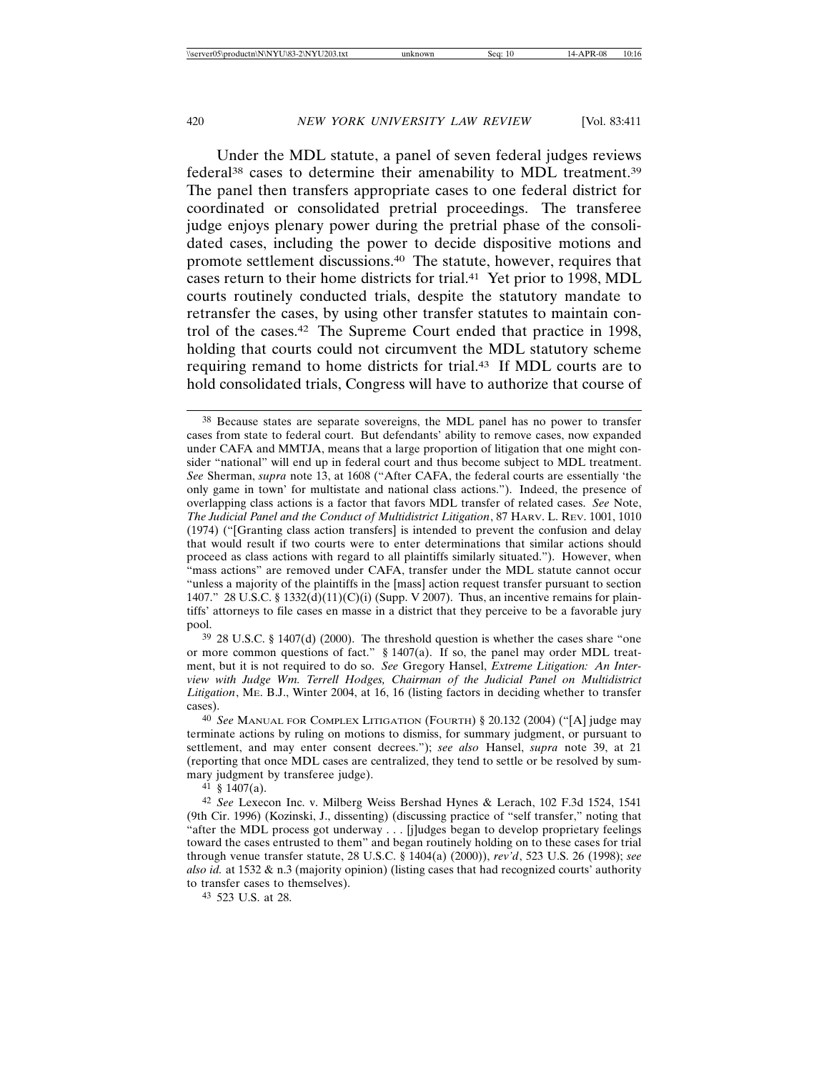Under the MDL statute, a panel of seven federal judges reviews federal[38] cases to determine their amenability to MDL treatment.[39] The panel then transfers appropriate cases to one federal district for coordinated or consolidated pretrial proceedings. The transferee judge enjoys plenary power during the pretrial phase of the consolidated cases, including the power to decide dispositive motions and promote settlement discussions.[40] The statute, however, requires that cases return to their home districts for trial.[41] Yet prior to 1998, MDL courts routinely conducted trials, despite the statutory mandate to retransfer the cases, by using other transfer statutes to maintain control of the cases.[42] The Supreme Court ended that practice in 1998, holding that courts could not circumvent the MDL statutory scheme requiring remand to home districts for trial.[43] If MDL courts are to hold consolidated trials, Congress will have to authorize that course of

---

[38] Because states are separate sovereigns, the MDL panel has no power to transfer cases from state to federal court. But defendants' ability to remove cases, now expanded under CAFA and MMTJA, means that a large proportion of litigation that one might consider "national" will end up in federal court and thus become subject to MDL treatment. *See* Sherman, *supra* note 13, at 1608 ("After CAFA, the federal courts are essentially 'the only game in town' for multistate and national class actions."). Indeed, the presence of overlapping class actions is a factor that favors MDL transfer of related cases. *See* Note, *The Judicial Panel and the Conduct of Multidistrict Litigation*, 87 HARV. L. REV. 1001, 1010 (1974) ("[Granting class action transfers] is intended to prevent the confusion and delay that would result if two courts were to enter determinations that similar actions should proceed as class actions with regard to all plaintiffs similarly situated."). However, when "mass actions" are removed under CAFA, transfer under the MDL statute cannot occur "unless a majority of the plaintiffs in the [mass] action request transfer pursuant to section 1407." 28 U.S.C. § 1332(d)(11)(C)(i) (Supp. V 2007). Thus, an incentive remains for plaintiffs' attorneys to file cases en masse in a district that they perceive to be a favorable jury pool.

[39] 28 U.S.C. § 1407(d) (2000). The threshold question is whether the cases share "one or more common questions of fact." § 1407(a). If so, the panel may order MDL treatment, but it is not required to do so. *See* Gregory Hansel, *Extreme Litigation: An Interview with Judge Wm. Terrell Hodges, Chairman of the Judicial Panel on Multidistrict Litigation*, ME. B.J., Winter 2004, at 16, 16 (listing factors in deciding whether to transfer cases).

[40] *See* MANUAL FOR COMPLEX LITIGATION (FOURTH) § 20.132 (2004) ("[A] judge may terminate actions by ruling on motions to dismiss, for summary judgment, or pursuant to settlement, and may enter consent decrees."); *see also* Hansel, *supra* note 39, at 21 (reporting that once MDL cases are centralized, they tend to settle or be resolved by summary judgment by transferee judge).

[41] § 1407(a).

[42] *See* Lexecon Inc. v. Milberg Weiss Bershad Hynes & Lerach, 102 F.3d 1524, 1541 (9th Cir. 1996) (Kozinski, J., dissenting) (discussing practice of "self transfer," noting that "after the MDL process got underway . . . [j]udges began to develop proprietary feelings toward the cases entrusted to them" and began routinely holding on to these cases for trial through venue transfer statute, 28 U.S.C. § 1404(a) (2000)), *rev'd*, 523 U.S. 26 (1998); *see also id.* at 1532 & n.3 (majority opinion) (listing cases that had recognized courts' authority to transfer cases to themselves).

[43] 523 U.S. at 28.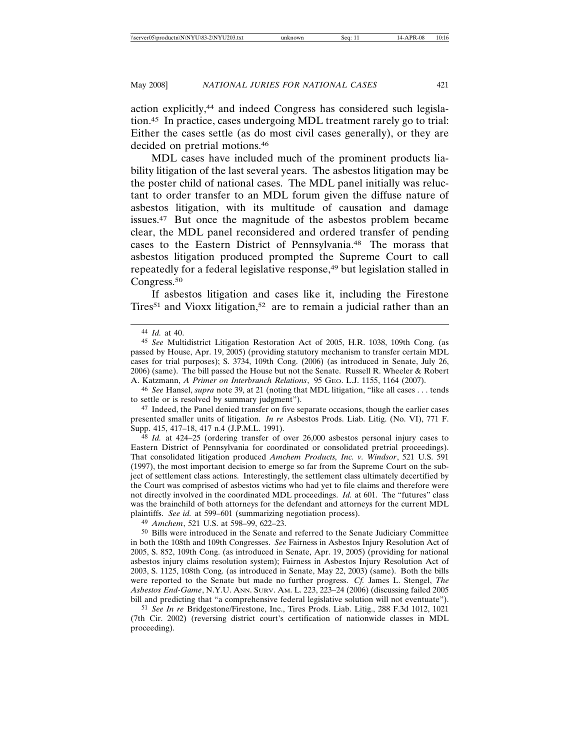action explicitly,[44] and indeed Congress has considered such legislation.[45] In practice, cases undergoing MDL treatment rarely go to trial: Either the cases settle (as do most civil cases generally), or they are decided on pretrial motions.[46]

MDL cases have included much of the prominent products liability litigation of the last several years. The asbestos litigation may be the poster child of national cases. The MDL panel initially was reluctant to order transfer to an MDL forum given the diffuse nature of asbestos litigation, with its multitude of causation and damage issues.[47] But once the magnitude of the asbestos problem became clear, the MDL panel reconsidered and ordered transfer of pending cases to the Eastern District of Pennsylvania.[48] The morass that asbestos litigation produced prompted the Supreme Court to call repeatedly for a federal legislative response,[49] but legislation stalled in Congress.[50]

If asbestos litigation and cases like it, including the Firestone Tires[51] and Vioxx litigation,[52] are to remain a judicial rather than an

---

[44] *Id.* at 40.

[45] *See* Multidistrict Litigation Restoration Act of 2005, H.R. 1038, 109th Cong. (as passed by House, Apr. 19, 2005) (providing statutory mechanism to transfer certain MDL cases for trial purposes); S. 3734, 109th Cong. (2006) (as introduced in Senate, July 26, 2006) (same). The bill passed the House but not the Senate. Russell R. Wheeler & Robert A. Katzmann, *A Primer on Interbranch Relations*, 95 GEO. L.J. 1155, 1164 (2007).

[46] *See* Hansel, *supra* note 39, at 21 (noting that MDL litigation, "like all cases . . . tends to settle or is resolved by summary judgment").

[47] Indeed, the Panel denied transfer on five separate occasions, though the earlier cases presented smaller units of litigation. *In re* Asbestos Prods. Liab. Litig. (No. VI), 771 F. Supp. 415, 417–18, 417 n.4 (J.P.M.L. 1991).

[48] *Id.* at 424–25 (ordering transfer of over 26,000 asbestos personal injury cases to Eastern District of Pennsylvania for coordinated or consolidated pretrial proceedings). That consolidated litigation produced *Amchem Products, Inc. v. Windsor*, 521 U.S. 591 (1997), the most important decision to emerge so far from the Supreme Court on the subject of settlement class actions. Interestingly, the settlement class ultimately decertified by the Court was comprised of asbestos victims who had yet to file claims and therefore were not directly involved in the coordinated MDL proceedings. *Id.* at 601. The "futures" class was the brainchild of both attorneys for the defendant and attorneys for the current MDL plaintiffs. *See id.* at 599–601 (summarizing negotiation process).

[49] *Amchem*, 521 U.S. at 598–99, 622–23.

[50] Bills were introduced in the Senate and referred to the Senate Judiciary Committee in both the 108th and 109th Congresses. *See* Fairness in Asbestos Injury Resolution Act of 2005, S. 852, 109th Cong. (as introduced in Senate, Apr. 19, 2005) (providing for national asbestos injury claims resolution system); Fairness in Asbestos Injury Resolution Act of 2003, S. 1125, 108th Cong. (as introduced in Senate, May 22, 2003) (same). Both the bills were reported to the Senate but made no further progress. *Cf.* James L. Stengel, *The Asbestos End-Game*, N.Y.U. ANN. SURV. AM. L. 223, 223–24 (2006) (discussing failed 2005 bill and predicting that "a comprehensive federal legislative solution will not eventuate").

[51] *See In re* Bridgestone/Firestone, Inc., Tires Prods. Liab. Litig., 288 F.3d 1012, 1021 (7th Cir. 2002) (reversing district court's certification of nationwide classes in MDL proceeding).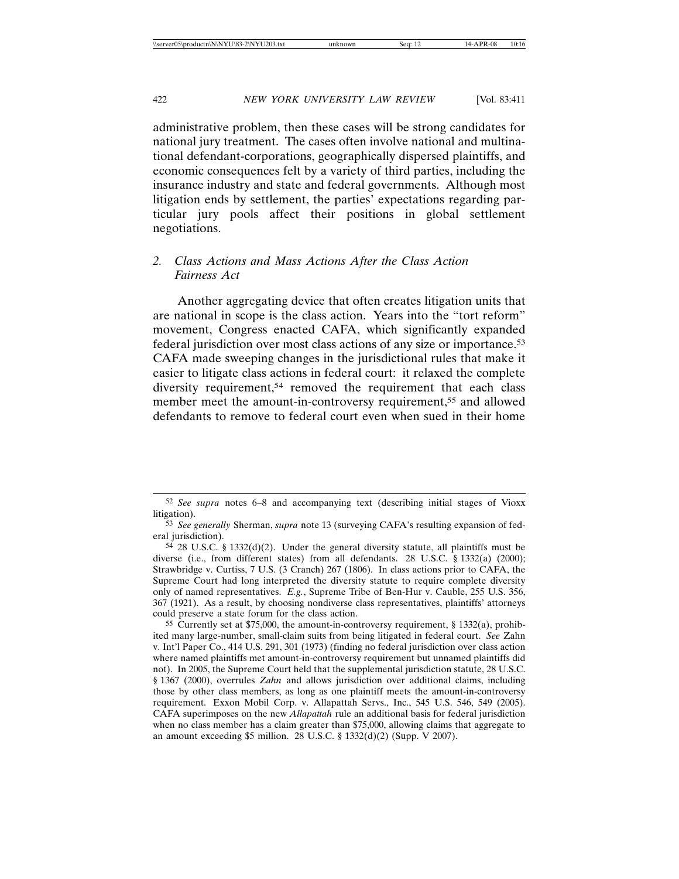administrative problem, then these cases will be strong candidates for national jury treatment. The cases often involve national and multinational defendant-corporations, geographically dispersed plaintiffs, and economic consequences felt by a variety of third parties, including the insurance industry and state and federal governments. Although most litigation ends by settlement, the parties' expectations regarding particular jury pools affect their positions in global settlement negotiations.

### 2. *Class Actions and Mass Actions After the Class Action Fairness Act*

Another aggregating device that often creates litigation units that are national in scope is the class action. Years into the "tort reform" movement, Congress enacted CAFA, which significantly expanded federal jurisdiction over most class actions of any size or importance.[53] CAFA made sweeping changes in the jurisdictional rules that make it easier to litigate class actions in federal court: it relaxed the complete diversity requirement,[54] removed the requirement that each class member meet the amount-in-controversy requirement,[55] and allowed defendants to remove to federal court even when sued in their home

---

[52] *See supra* notes 6–8 and accompanying text (describing initial stages of Vioxx litigation).

[53] *See generally* Sherman, *supra* note 13 (surveying CAFA's resulting expansion of federal jurisdiction).

[54] 28 U.S.C. § 1332(d)(2). Under the general diversity statute, all plaintiffs must be diverse (i.e., from different states) from all defendants. 28 U.S.C. § 1332(a) (2000); Strawbridge v. Curtiss, 7 U.S. (3 Cranch) 267 (1806). In class actions prior to CAFA, the Supreme Court had long interpreted the diversity statute to require complete diversity only of named representatives. *E.g.*, Supreme Tribe of Ben-Hur v. Cauble, 255 U.S. 356, 367 (1921). As a result, by choosing nondiverse class representatives, plaintiffs' attorneys could preserve a state forum for the class action.

[55] Currently set at $75,000, the amount-in-controversy requirement, § 1332(a), prohibited many large-number, small-claim suits from being litigated in federal court. *See* Zahn v. Int'l Paper Co., 414 U.S. 291, 301 (1973) (finding no federal jurisdiction over class action where named plaintiffs met amount-in-controversy requirement but unnamed plaintiffs did not). In 2005, the Supreme Court held that the supplemental jurisdiction statute, 28 U.S.C. § 1367 (2000), overrules *Zahn* and allows jurisdiction over additional claims, including those by other class members, as long as one plaintiff meets the amount-in-controversy requirement. Exxon Mobil Corp. v. Allapattah Servs., Inc., 545 U.S. 546, 549 (2005). CAFA superimposes on the new *Allapattah* rule an additional basis for federal jurisdiction when no class member has a claim greater than $75,000, allowing claims that aggregate to an amount exceeding $5 million. 28 U.S.C. § 1332(d)(2) (Supp. V 2007).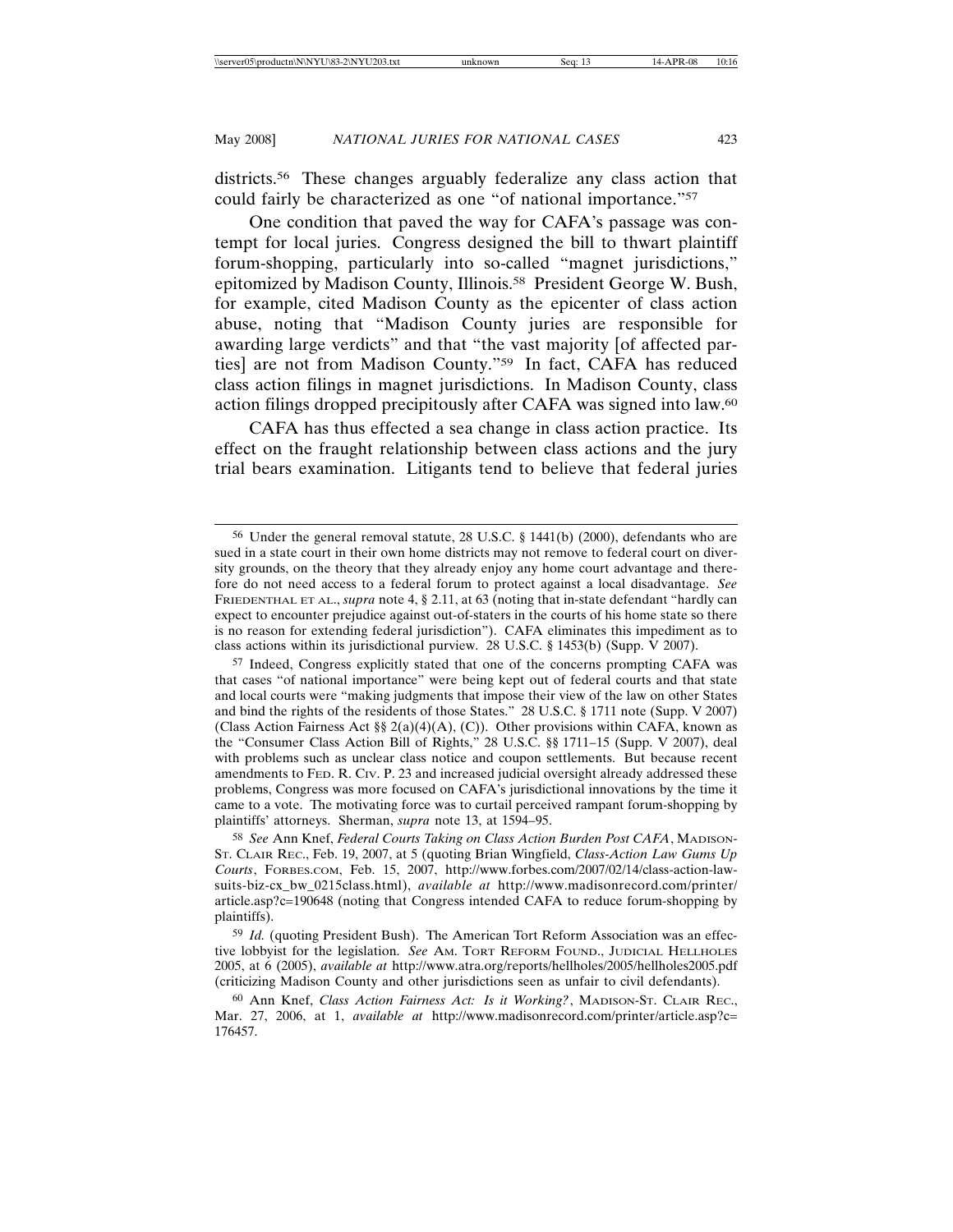districts.[56] These changes arguably federalize any class action that could fairly be characterized as one "of national importance."[57]

One condition that paved the way for CAFA's passage was contempt for local juries. Congress designed the bill to thwart plaintiff forum-shopping, particularly into so-called "magnet jurisdictions," epitomized by Madison County, Illinois.[58] President George W. Bush, for example, cited Madison County as the epicenter of class action abuse, noting that "Madison County juries are responsible for awarding large verdicts" and that "the vast majority [of affected parties] are not from Madison County."[59] In fact, CAFA has reduced class action filings in magnet jurisdictions. In Madison County, class action filings dropped precipitously after CAFA was signed into law.[60]

CAFA has thus effected a sea change in class action practice. Its effect on the fraught relationship between class actions and the jury trial bears examination. Litigants tend to believe that federal juries

---

[56] Under the general removal statute, 28 U.S.C. § 1441(b) (2000), defendants who are sued in a state court in their own home districts may not remove to federal court on diversity grounds, on the theory that they already enjoy any home court advantage and therefore do not need access to a federal forum to protect against a local disadvantage. *See* FRIEDENTHAL ET AL., *supra* note 4, § 2.11, at 63 (noting that in-state defendant "hardly can expect to encounter prejudice against out-of-staters in the courts of his home state so there is no reason for extending federal jurisdiction"). CAFA eliminates this impediment as to class actions within its jurisdictional purview. 28 U.S.C. § 1453(b) (Supp. V 2007).

[57] Indeed, Congress explicitly stated that one of the concerns prompting CAFA was that cases "of national importance" were being kept out of federal courts and that state and local courts were "making judgments that impose their view of the law on other States and bind the rights of the residents of those States." 28 U.S.C. § 1711 note (Supp. V 2007) (Class Action Fairness Act §§ 2(a)(4)(A), (C)). Other provisions within CAFA, known as the "Consumer Class Action Bill of Rights," 28 U.S.C. §§ 1711–15 (Supp. V 2007), deal with problems such as unclear class notice and coupon settlements. But because recent amendments to FED. R. CIV. P. 23 and increased judicial oversight already addressed these problems, Congress was more focused on CAFA's jurisdictional innovations by the time it came to a vote. The motivating force was to curtail perceived rampant forum-shopping by plaintiffs' attorneys. Sherman, *supra* note 13, at 1594–95.

[58] *See* Ann Knef, *Federal Courts Taking on Class Action Burden Post CAFA*, MADISON-ST. CLAIR REC., Feb. 19, 2007, at 5 (quoting Brian Wingfield, *Class-Action Law Gums Up Courts*, FORBES.COM, Feb. 15, 2007, http://www.forbes.com/2007/02/14/class-action-lawsuits-biz-cx_bw_0215class.html), *available at* http://www.madisonrecord.com/printer/article.asp?c=190648 (noting that Congress intended CAFA to reduce forum-shopping by plaintiffs).

[59] *Id.* (quoting President Bush). The American Tort Reform Association was an effective lobbyist for the legislation. *See* AM. TORT REFORM FOUND., JUDICIAL HELLHOLES 2005, at 6 (2005), *available at* http://www.atra.org/reports/hellholes/2005/hellholes2005.pdf (criticizing Madison County and other jurisdictions seen as unfair to civil defendants).

[60] Ann Knef, *Class Action Fairness Act: Is it Working?*, MADISON-ST. CLAIR REC., Mar. 27, 2006, at 1, *available at* http://www.madisonrecord.com/printer/article.asp?c=176457.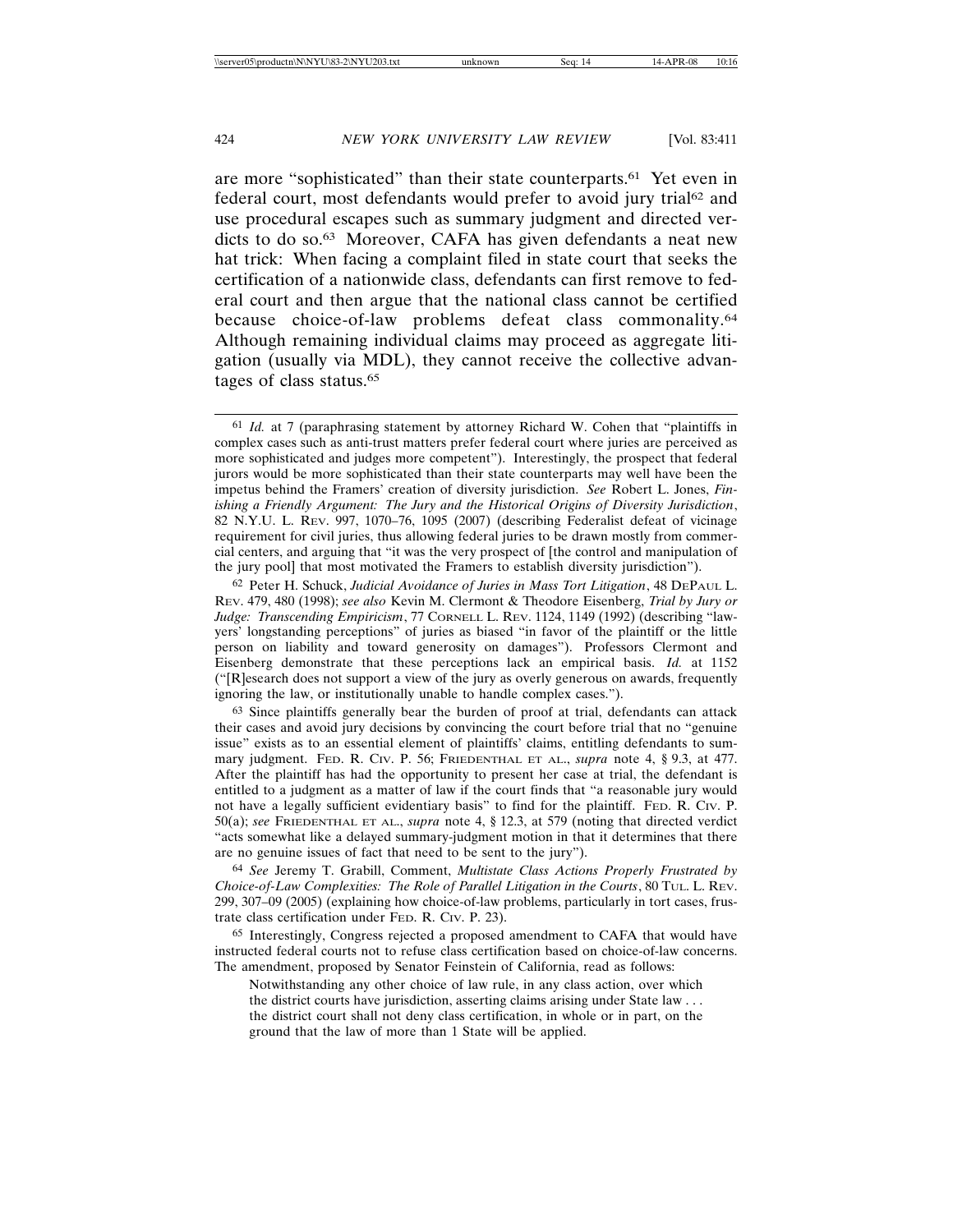are more "sophisticated" than their state counterparts.[61] Yet even in federal court, most defendants would prefer to avoid jury trial[62] and use procedural escapes such as summary judgment and directed verdicts to do so.[63] Moreover, CAFA has given defendants a neat new hat trick: When facing a complaint filed in state court that seeks the certification of a nationwide class, defendants can first remove to federal court and then argue that the national class cannot be certified because choice-of-law problems defeat class commonality.[64] Although remaining individual claims may proceed as aggregate litigation (usually via MDL), they cannot receive the collective advantages of class status.[65]

---

[61] *Id.* at 7 (paraphrasing statement by attorney Richard W. Cohen that "plaintiffs in complex cases such as anti-trust matters prefer federal court where juries are perceived as more sophisticated and judges more competent"). Interestingly, the prospect that federal jurors would be more sophisticated than their state counterparts may well have been the impetus behind the Framers' creation of diversity jurisdiction. *See* Robert L. Jones, *Finishing a Friendly Argument: The Jury and the Historical Origins of Diversity Jurisdiction*, 82 N.Y.U. L. REV. 997, 1070–76, 1095 (2007) (describing Federalist defeat of vicinage requirement for civil juries, thus allowing federal juries to be drawn mostly from commercial centers, and arguing that "it was the very prospect of [the control and manipulation of the jury pool] that most motivated the Framers to establish diversity jurisdiction").

[62] Peter H. Schuck, *Judicial Avoidance of Juries in Mass Tort Litigation*, 48 DEPAUL L. REV. 479, 480 (1998); *see also* Kevin M. Clermont & Theodore Eisenberg, *Trial by Jury or Judge: Transcending Empiricism*, 77 CORNELL L. REV. 1124, 1149 (1992) (describing "lawyers' longstanding perceptions" of juries as biased "in favor of the plaintiff or the little person on liability and toward generosity on damages"). Professors Clermont and Eisenberg demonstrate that these perceptions lack an empirical basis. *Id.* at 1152 ("[R]esearch does not support a view of the jury as overly generous on awards, frequently ignoring the law, or institutionally unable to handle complex cases.").

[63] Since plaintiffs generally bear the burden of proof at trial, defendants can attack their cases and avoid jury decisions by convincing the court before trial that no "genuine issue" exists as to an essential element of plaintiffs' claims, entitling defendants to summary judgment. FED. R. CIV. P. 56; FRIEDENTHAL ET AL., *supra* note 4, § 9.3, at 477. After the plaintiff has had the opportunity to present her case at trial, the defendant is entitled to a judgment as a matter of law if the court finds that "a reasonable jury would not have a legally sufficient evidentiary basis" to find for the plaintiff. FED. R. CIV. P. 50(a); *see* FRIEDENTHAL ET AL., *supra* note 4, § 12.3, at 579 (noting that directed verdict "acts somewhat like a delayed summary-judgment motion in that it determines that there are no genuine issues of fact that need to be sent to the jury").

[64] *See* Jeremy T. Grabill, Comment, *Multistate Class Actions Properly Frustrated by Choice-of-Law Complexities: The Role of Parallel Litigation in the Courts*, 80 TUL. L. REV. 299, 307–09 (2005) (explaining how choice-of-law problems, particularly in tort cases, frustrate class certification under FED. R. CIV. P. 23).

[65] Interestingly, Congress rejected a proposed amendment to CAFA that would have instructed federal courts not to refuse class certification based on choice-of-law concerns. The amendment, proposed by Senator Feinstein of California, read as follows:

> Notwithstanding any other choice of law rule, in any class action, over which the district courts have jurisdiction, asserting claims arising under State law . . . the district court shall not deny class certification, in whole or in part, on the ground that the law of more than 1 State will be applied.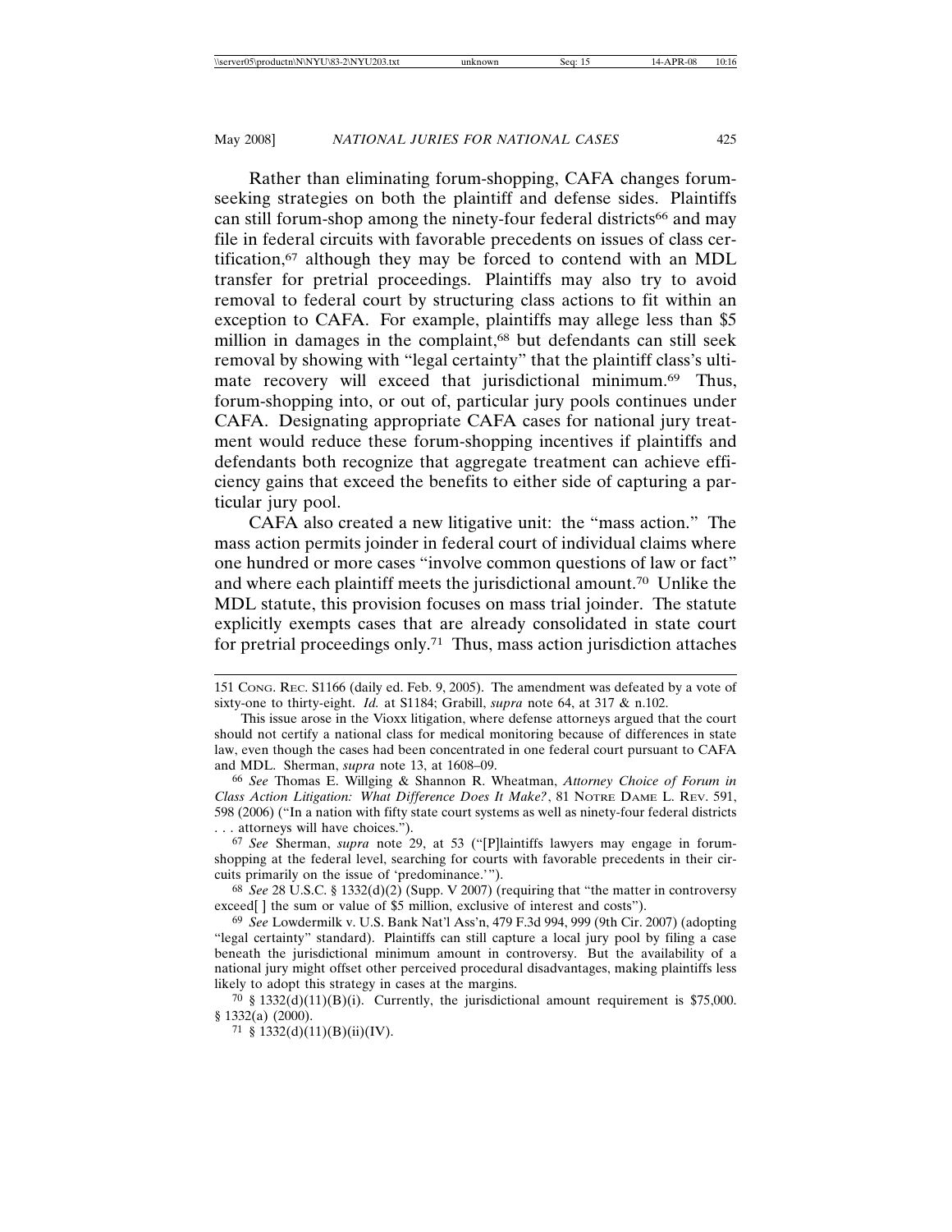Rather than eliminating forum-shopping, CAFA changes forum-seeking strategies on both the plaintiff and defense sides. Plaintiffs can still forum-shop among the ninety-four federal districts[66] and may file in federal circuits with favorable precedents on issues of class certification,[67] although they may be forced to contend with an MDL transfer for pretrial proceedings. Plaintiffs may also try to avoid removal to federal court by structuring class actions to fit within an exception to CAFA. For example, plaintiffs may allege less than $5 million in damages in the complaint,[68] but defendants can still seek removal by showing with "legal certainty" that the plaintiff class's ultimate recovery will exceed that jurisdictional minimum.[69] Thus, forum-shopping into, or out of, particular jury pools continues under CAFA. Designating appropriate CAFA cases for national jury treatment would reduce these forum-shopping incentives if plaintiffs and defendants both recognize that aggregate treatment can achieve efficiency gains that exceed the benefits to either side of capturing a particular jury pool.

CAFA also created a new litigative unit: the "mass action." The mass action permits joinder in federal court of individual claims where one hundred or more cases "involve common questions of law or fact" and where each plaintiff meets the jurisdictional amount.[70] Unlike the MDL statute, this provision focuses on mass trial joinder. The statute explicitly exempts cases that are already consolidated in state court for pretrial proceedings only.[71] Thus, mass action jurisdiction attaches

---

151 CONG. REC. S1166 (daily ed. Feb. 9, 2005). The amendment was defeated by a vote of sixty-one to thirty-eight. *Id.* at S1184; Grabill, *supra* note 64, at 317 & n.102.

This issue arose in the Vioxx litigation, where defense attorneys argued that the court should not certify a national class for medical monitoring because of differences in state law, even though the cases had been concentrated in one federal court pursuant to CAFA and MDL. Sherman, *supra* note 13, at 1608–09.

[66] *See* Thomas E. Willging & Shannon R. Wheatman, *Attorney Choice of Forum in Class Action Litigation: What Difference Does It Make?*, 81 NOTRE DAME L. REV. 591, 598 (2006) ("In a nation with fifty state court systems as well as ninety-four federal districts . . . attorneys will have choices.").

[67] *See* Sherman, *supra* note 29, at 53 ("[P]laintiffs lawyers may engage in forum-shopping at the federal level, searching for courts with favorable precedents in their circuits primarily on the issue of 'predominance.'").

[68] *See* 28 U.S.C. § 1332(d)(2) (Supp. V 2007) (requiring that "the matter in controversy exceed[ ] the sum or value of $5 million, exclusive of interest and costs").

[69] *See* Lowdermilk v. U.S. Bank Nat'l Ass'n, 479 F.3d 994, 999 (9th Cir. 2007) (adopting "legal certainty" standard). Plaintiffs can still capture a local jury pool by filing a case beneath the jurisdictional minimum amount in controversy. But the availability of a national jury might offset other perceived procedural disadvantages, making plaintiffs less likely to adopt this strategy in cases at the margins.

[70] § 1332(d)(11)(B)(i). Currently, the jurisdictional amount requirement is $75,000. § 1332(a) (2000).

[71] § 1332(d)(11)(B)(ii)(IV).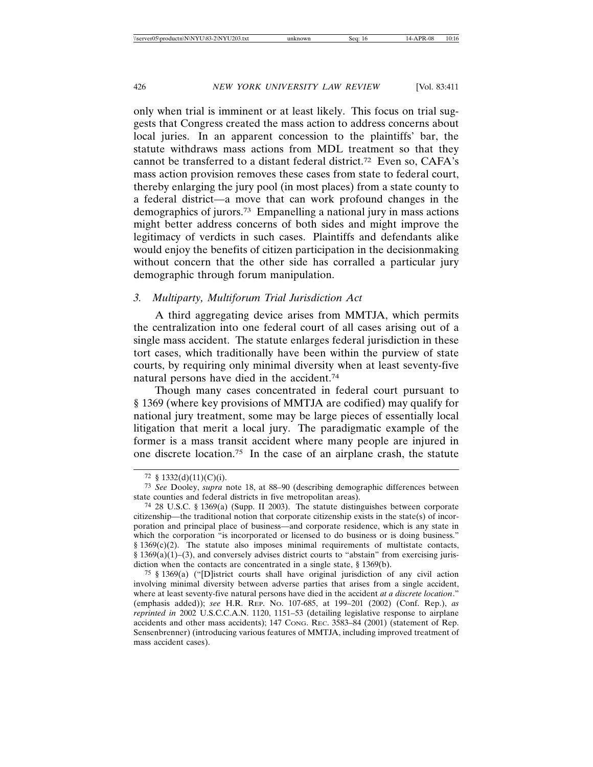only when trial is imminent or at least likely. This focus on trial suggests that Congress created the mass action to address concerns about local juries. In an apparent concession to the plaintiffs' bar, the statute withdraws mass actions from MDL treatment so that they cannot be transferred to a distant federal district.[72] Even so, CAFA's mass action provision removes these cases from state to federal court, thereby enlarging the jury pool (in most places) from a state county to a federal district—a move that can work profound changes in the demographics of jurors.[73] Empanelling a national jury in mass actions might better address concerns of both sides and might improve the legitimacy of verdicts in such cases. Plaintiffs and defendants alike would enjoy the benefits of citizen participation in the decisionmaking without concern that the other side has corralled a particular jury demographic through forum manipulation.

### *3. Multiparty, Multiforum Trial Jurisdiction Act*

A third aggregating device arises from MMTJA, which permits the centralization into one federal court of all cases arising out of a single mass accident. The statute enlarges federal jurisdiction in these tort cases, which traditionally have been within the purview of state courts, by requiring only minimal diversity when at least seventy-five natural persons have died in the accident.[74]

Though many cases concentrated in federal court pursuant to § 1369 (where key provisions of MMTJA are codified) may qualify for national jury treatment, some may be large pieces of essentially local litigation that merit a local jury. The paradigmatic example of the former is a mass transit accident where many people are injured in one discrete location.[75] In the case of an airplane crash, the statute

---

72 § 1332(d)(11)(C)(i).

73 *See* Dooley, *supra* note 18, at 88–90 (describing demographic differences between state counties and federal districts in five metropolitan areas).

74 28 U.S.C. § 1369(a) (Supp. II 2003). The statute distinguishes between corporate citizenship—the traditional notion that corporate citizenship exists in the state(s) of incorporation and principal place of business—and corporate residence, which is any state in which the corporation "is incorporated or licensed to do business or is doing business." § 1369(c)(2). The statute also imposes minimal requirements of multistate contacts, § 1369(a)(1)–(3), and conversely advises district courts to "abstain" from exercising jurisdiction when the contacts are concentrated in a single state, § 1369(b).

75 § 1369(a) ("[D]istrict courts shall have original jurisdiction of any civil action involving minimal diversity between adverse parties that arises from a single accident, where at least seventy-five natural persons have died in the accident *at a discrete location*." (emphasis added)); *see* H.R. REP. NO. 107-685, at 199–201 (2002) (Conf. Rep.), *as reprinted in* 2002 U.S.C.C.A.N. 1120, 1151–53 (detailing legislative response to airplane accidents and other mass accidents); 147 CONG. REC. 3583–84 (2001) (statement of Rep. Sensenbrenner) (introducing various features of MMTJA, including improved treatment of mass accident cases).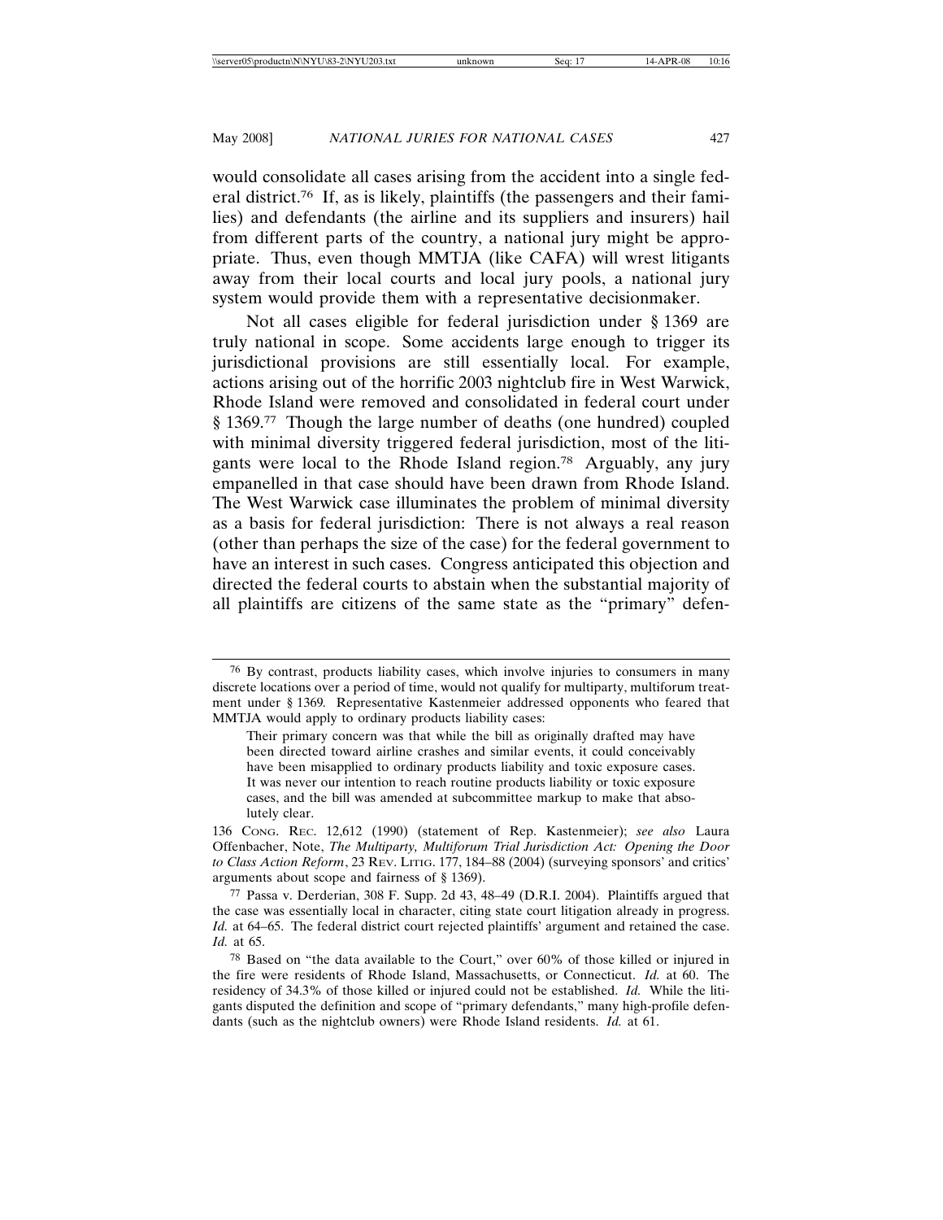would consolidate all cases arising from the accident into a single federal district.[76] If, as is likely, plaintiffs (the passengers and their families) and defendants (the airline and its suppliers and insurers) hail from different parts of the country, a national jury might be appropriate. Thus, even though MMTJA (like CAFA) will wrest litigants away from their local courts and local jury pools, a national jury system would provide them with a representative decisionmaker.

Not all cases eligible for federal jurisdiction under § 1369 are truly national in scope. Some accidents large enough to trigger its jurisdictional provisions are still essentially local. For example, actions arising out of the horrific 2003 nightclub fire in West Warwick, Rhode Island were removed and consolidated in federal court under § 1369.[77] Though the large number of deaths (one hundred) coupled with minimal diversity triggered federal jurisdiction, most of the litigants were local to the Rhode Island region.[78] Arguably, any jury empanelled in that case should have been drawn from Rhode Island. The West Warwick case illuminates the problem of minimal diversity as a basis for federal jurisdiction: There is not always a real reason (other than perhaps the size of the case) for the federal government to have an interest in such cases. Congress anticipated this objection and directed the federal courts to abstain when the substantial majority of all plaintiffs are citizens of the same state as the "primary" defen-

---

[76] By contrast, products liability cases, which involve injuries to consumers in many discrete locations over a period of time, would not qualify for multiparty, multiforum treatment under § 1369. Representative Kastenmeier addressed opponents who feared that MMTJA would apply to ordinary products liability cases:

> Their primary concern was that while the bill as originally drafted may have been directed toward airline crashes and similar events, it could conceivably have been misapplied to ordinary products liability and toxic exposure cases. It was never our intention to reach routine products liability or toxic exposure cases, and the bill was amended at subcommittee markup to make that absolutely clear.

136 CONG. REC. 12,612 (1990) (statement of Rep. Kastenmeier); *see also* Laura Offenbacher, Note, *The Multiparty, Multiforum Trial Jurisdiction Act: Opening the Door to Class Action Reform*, 23 REV. LITIG. 177, 184–88 (2004) (surveying sponsors' and critics' arguments about scope and fairness of § 1369).

[77] Passa v. Derderian, 308 F. Supp. 2d 43, 48–49 (D.R.I. 2004). Plaintiffs argued that the case was essentially local in character, citing state court litigation already in progress. *Id.* at 64–65. The federal district court rejected plaintiffs' argument and retained the case. *Id.* at 65.

[78] Based on "the data available to the Court," over 60% of those killed or injured in the fire were residents of Rhode Island, Massachusetts, or Connecticut. *Id.* at 60. The residency of 34.3% of those killed or injured could not be established. *Id.* While the litigants disputed the definition and scope of "primary defendants," many high-profile defendants (such as the nightclub owners) were Rhode Island residents. *Id.* at 61.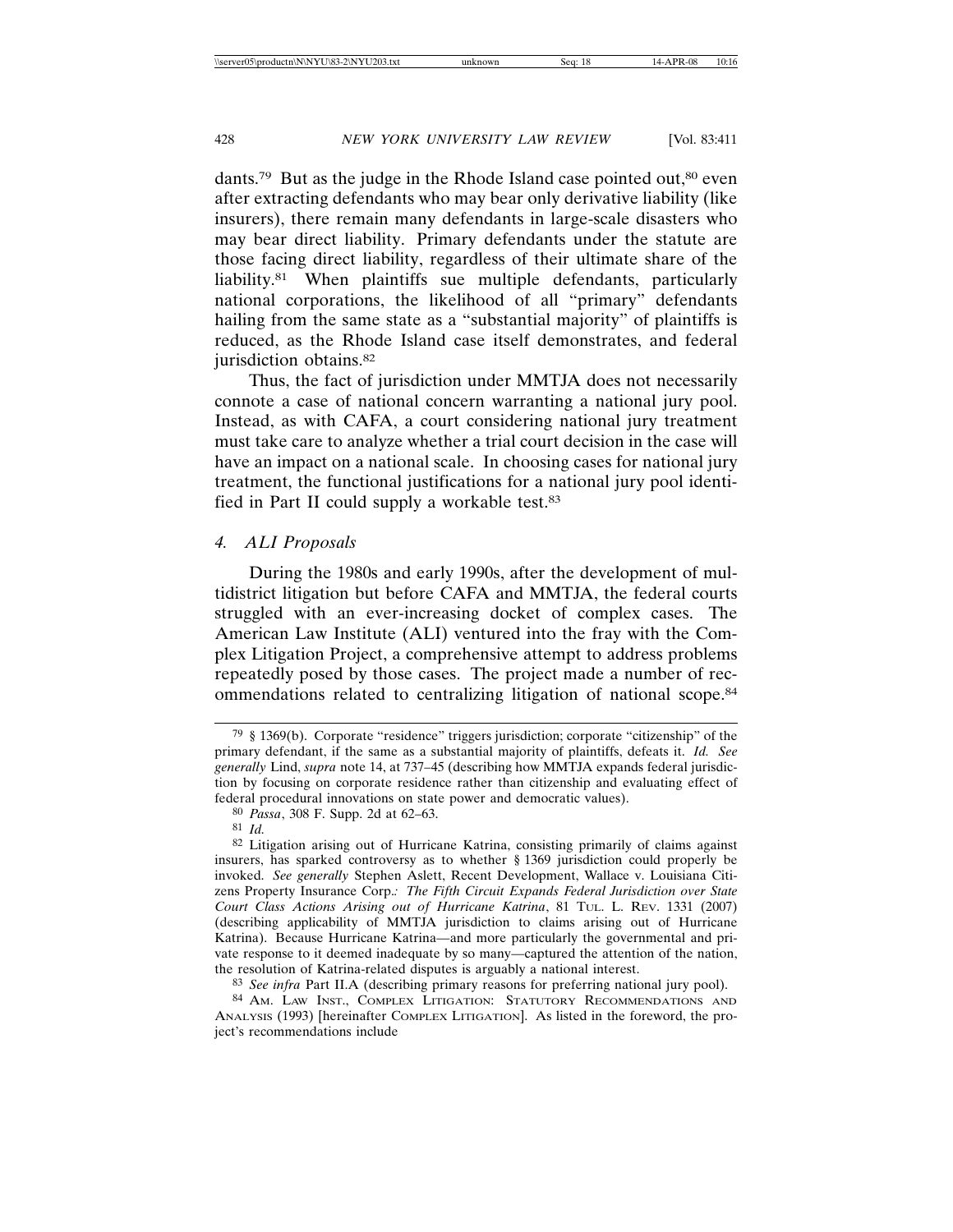dants.[79] But as the judge in the Rhode Island case pointed out,[80] even after extracting defendants who may bear only derivative liability (like insurers), there remain many defendants in large-scale disasters who may bear direct liability. Primary defendants under the statute are those facing direct liability, regardless of their ultimate share of the liability.[81] When plaintiffs sue multiple defendants, particularly national corporations, the likelihood of all "primary" defendants hailing from the same state as a "substantial majority" of plaintiffs is reduced, as the Rhode Island case itself demonstrates, and federal jurisdiction obtains.[82]

Thus, the fact of jurisdiction under MMTJA does not necessarily connote a case of national concern warranting a national jury pool. Instead, as with CAFA, a court considering national jury treatment must take care to analyze whether a trial court decision in the case will have an impact on a national scale. In choosing cases for national jury treatment, the functional justifications for a national jury pool identified in Part II could supply a workable test.[83]

### 4. *ALI Proposals*

During the 1980s and early 1990s, after the development of multidistrict litigation but before CAFA and MMTJA, the federal courts struggled with an ever-increasing docket of complex cases. The American Law Institute (ALI) ventured into the fray with the Complex Litigation Project, a comprehensive attempt to address problems repeatedly posed by those cases. The project made a number of recommendations related to centralizing litigation of national scope.[84]

---

[79] § 1369(b). Corporate "residence" triggers jurisdiction; corporate "citizenship" of the primary defendant, if the same as a substantial majority of plaintiffs, defeats it. *Id. See generally* Lind, *supra* note 14, at 737–45 (describing how MMTJA expands federal jurisdiction by focusing on corporate residence rather than citizenship and evaluating effect of federal procedural innovations on state power and democratic values).

[80] *Passa*, 308 F. Supp. 2d at 62–63.

[81] *Id.*

[82] Litigation arising out of Hurricane Katrina, consisting primarily of claims against insurers, has sparked controversy as to whether § 1369 jurisdiction could properly be invoked. *See generally* Stephen Aslett, Recent Development, Wallace v. Louisiana Citizens Property Insurance Corp.*: The Fifth Circuit Expands Federal Jurisdiction over State Court Class Actions Arising out of Hurricane Katrina*, 81 TUL. L. REV. 1331 (2007) (describing applicability of MMTJA jurisdiction to claims arising out of Hurricane Katrina). Because Hurricane Katrina—and more particularly the governmental and private response to it deemed inadequate by so many—captured the attention of the nation, the resolution of Katrina-related disputes is arguably a national interest.

[83] *See infra* Part II.A (describing primary reasons for preferring national jury pool).

[84] AM. LAW INST., COMPLEX LITIGATION: STATUTORY RECOMMENDATIONS AND ANALYSIS (1993) [hereinafter COMPLEX LITIGATION]. As listed in the foreword, the project's recommendations include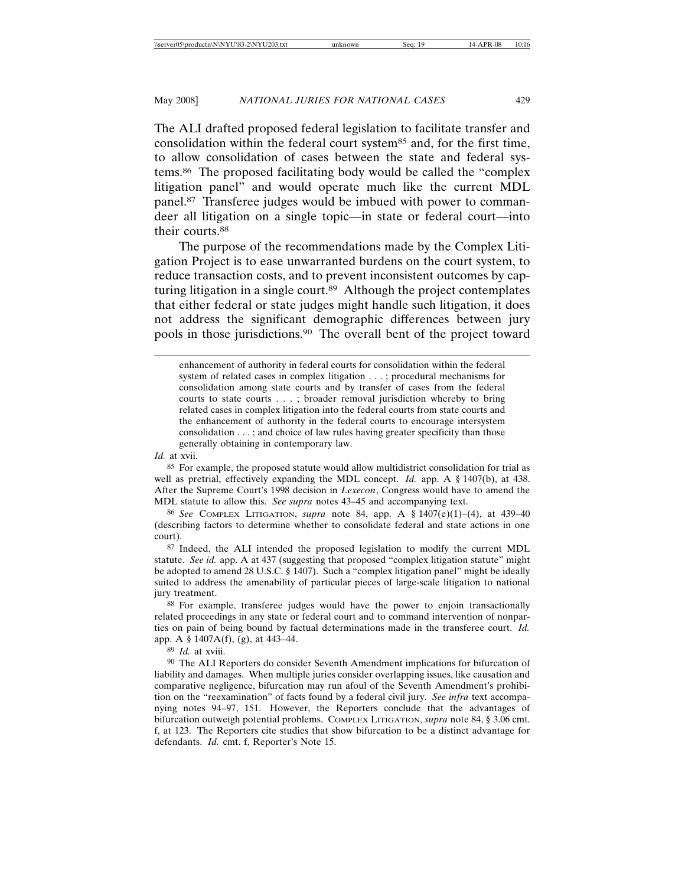The ALI drafted proposed federal legislation to facilitate transfer and consolidation within the federal court system[85] and, for the first time, to allow consolidation of cases between the state and federal systems.[86] The proposed facilitating body would be called the "complex litigation panel" and would operate much like the current MDL panel.[87] Transferee judges would be imbued with power to commandeer all litigation on a single topic—in state or federal court—into their courts.[88]

The purpose of the recommendations made by the Complex Litigation Project is to ease unwarranted burdens on the court system, to reduce transaction costs, and to prevent inconsistent outcomes by capturing litigation in a single court.[89] Although the project contemplates that either federal or state judges might handle such litigation, it does not address the significant demographic differences between jury pools in those jurisdictions.[90] The overall bent of the project toward

---

enhancement of authority in federal courts for consolidation within the federal system of related cases in complex litigation . . . ; procedural mechanisms for consolidation among state courts and by transfer of cases from the federal courts to state courts . . . ; broader removal jurisdiction whereby to bring related cases in complex litigation into the federal courts from state courts and the enhancement of authority in the federal courts to encourage intersystem consolidation . . . ; and choice of law rules having greater specificity than those generally obtaining in contemporary law.

*Id.* at xvii.

[85] For example, the proposed statute would allow multidistrict consolidation for trial as well as pretrial, effectively expanding the MDL concept. *Id.* app. A § 1407(b), at 438. After the Supreme Court's 1998 decision in *Lexecon*, Congress would have to amend the MDL statute to allow this. *See supra* notes 43–45 and accompanying text.

[86] *See* COMPLEX LITIGATION, *supra* note 84, app. A § 1407(e)(1)–(4), at 439–40 (describing factors to determine whether to consolidate federal and state actions in one court).

[87] Indeed, the ALI intended the proposed legislation to modify the current MDL statute. *See id.* app. A at 437 (suggesting that proposed "complex litigation statute" might be adopted to amend 28 U.S.C. § 1407). Such a "complex litigation panel" might be ideally suited to address the amenability of particular pieces of large-scale litigation to national jury treatment.

[88] For example, transferee judges would have the power to enjoin transactionally related proceedings in any state or federal court and to command intervention of nonparties on pain of being bound by factual determinations made in the transferee court. *Id.* app. A § 1407A(f), (g), at 443–44.

[89] *Id.* at xviii.

[90] The ALI Reporters do consider Seventh Amendment implications for bifurcation of liability and damages. When multiple juries consider overlapping issues, like causation and comparative negligence, bifurcation may run afoul of the Seventh Amendment's prohibition on the "reexamination" of facts found by a federal civil jury. *See infra* text accompanying notes 94–97, 151. However, the Reporters conclude that the advantages of bifurcation outweigh potential problems. COMPLEX LITIGATION, *supra* note 84, § 3.06 cmt. f, at 123. The Reporters cite studies that show bifurcation to be a distinct advantage for defendants. *Id.* cmt. f, Reporter's Note 15.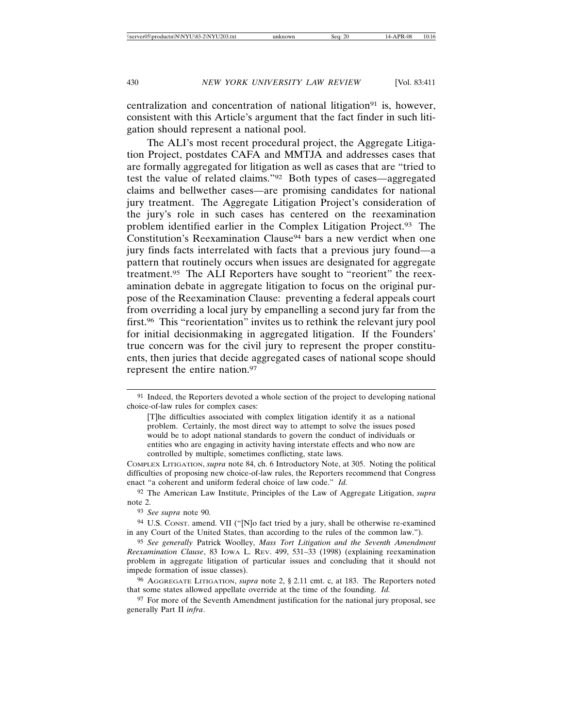centralization and concentration of national litigation[91] is, however, consistent with this Article's argument that the fact finder in such litigation should represent a national pool.

The ALI's most recent procedural project, the Aggregate Litigation Project, postdates CAFA and MMTJA and addresses cases that are formally aggregated for litigation as well as cases that are "tried to test the value of related claims."[92] Both types of cases—aggregated claims and bellwether cases—are promising candidates for national jury treatment. The Aggregate Litigation Project's consideration of the jury's role in such cases has centered on the reexamination problem identified earlier in the Complex Litigation Project.[93] The Constitution's Reexamination Clause[94] bars a new verdict when one jury finds facts interrelated with facts that a previous jury found—a pattern that routinely occurs when issues are designated for aggregate treatment.[95] The ALI Reporters have sought to "reorient" the reexamination debate in aggregate litigation to focus on the original purpose of the Reexamination Clause: preventing a federal appeals court from overriding a local jury by empanelling a second jury far from the first.[96] This "reorientation" invites us to rethink the relevant jury pool for initial decisionmaking in aggregated litigation. If the Founders' true concern was for the civil jury to represent the proper constituents, then juries that decide aggregated cases of national scope should represent the entire nation.[97]

---

[91] Indeed, the Reporters devoted a whole section of the project to developing national choice-of-law rules for complex cases:

> [T]he difficulties associated with complex litigation identify it as a national problem. Certainly, the most direct way to attempt to solve the issues posed would be to adopt national standards to govern the conduct of individuals or entities who are engaging in activity having interstate effects and who now are controlled by multiple, sometimes conflicting, state laws.

COMPLEX LITIGATION, *supra* note 84, ch. 6 Introductory Note, at 305. Noting the political difficulties of proposing new choice-of-law rules, the Reporters recommend that Congress enact "a coherent and uniform federal choice of law code." *Id.*

[92] The American Law Institute, Principles of the Law of Aggregate Litigation, *supra* note 2.

[93] *See supra* note 90.

[94] U.S. CONST. amend. VII ("[N]o fact tried by a jury, shall be otherwise re-examined in any Court of the United States, than according to the rules of the common law.").

[95] *See generally* Patrick Woolley, *Mass Tort Litigation and the Seventh Amendment Reexamination Clause*, 83 IOWA L. REV. 499, 531–33 (1998) (explaining reexamination problem in aggregate litigation of particular issues and concluding that it should not impede formation of issue classes).

[96] AGGREGATE LITIGATION, *supra* note 2, § 2.11 cmt. c, at 183. The Reporters noted that some states allowed appellate override at the time of the founding. *Id.*

[97] For more of the Seventh Amendment justification for the national jury proposal, see generally Part II *infra*.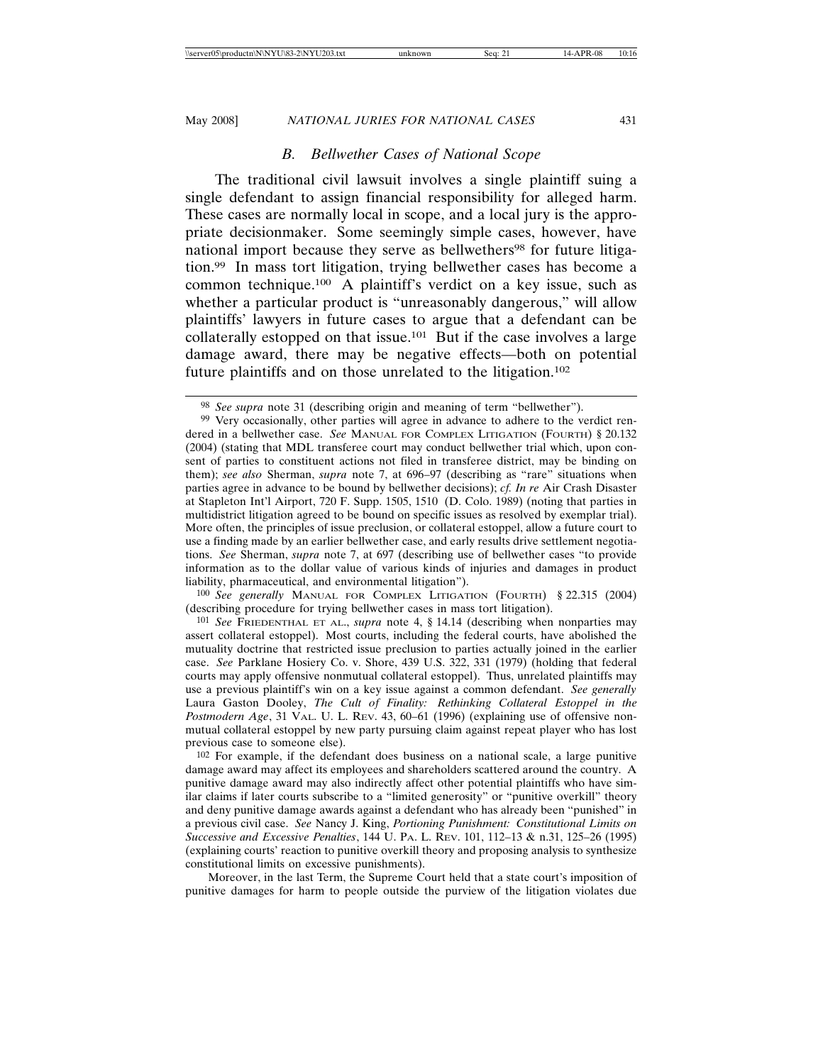### *B. Bellwether Cases of National Scope*

The traditional civil lawsuit involves a single plaintiff suing a single defendant to assign financial responsibility for alleged harm. These cases are normally local in scope, and a local jury is the appropriate decisionmaker. Some seemingly simple cases, however, have national import because they serve as bellwethers[98] for future litigation.[99] In mass tort litigation, trying bellwether cases has become a common technique.[100] A plaintiff's verdict on a key issue, such as whether a particular product is "unreasonably dangerous," will allow plaintiffs' lawyers in future cases to argue that a defendant can be collaterally estopped on that issue.[101] But if the case involves a large damage award, there may be negative effects—both on potential future plaintiffs and on those unrelated to the litigation.[102]

---

98 *See supra* note 31 (describing origin and meaning of term "bellwether").

99 Very occasionally, other parties will agree in advance to adhere to the verdict rendered in a bellwether case. *See* MANUAL FOR COMPLEX LITIGATION (FOURTH) § 20.132 (2004) (stating that MDL transferee court may conduct bellwether trial which, upon consent of parties to constituent actions not filed in transferee district, may be binding on them); *see also* Sherman, *supra* note 7, at 696–97 (describing as "rare" situations when parties agree in advance to be bound by bellwether decisions); *cf. In re* Air Crash Disaster at Stapleton Int'l Airport, 720 F. Supp. 1505, 1510 (D. Colo. 1989) (noting that parties in multidistrict litigation agreed to be bound on specific issues as resolved by exemplar trial). More often, the principles of issue preclusion, or collateral estoppel, allow a future court to use a finding made by an earlier bellwether case, and early results drive settlement negotiations. *See* Sherman, *supra* note 7, at 697 (describing use of bellwether cases "to provide information as to the dollar value of various kinds of injuries and damages in product liability, pharmaceutical, and environmental litigation").

100 *See generally* MANUAL FOR COMPLEX LITIGATION (FOURTH) § 22.315 (2004) (describing procedure for trying bellwether cases in mass tort litigation).

101 *See* FRIEDENTHAL ET AL., *supra* note 4, § 14.14 (describing when nonparties may assert collateral estoppel). Most courts, including the federal courts, have abolished the mutuality doctrine that restricted issue preclusion to parties actually joined in the earlier case. *See* Parklane Hosiery Co. v. Shore, 439 U.S. 322, 331 (1979) (holding that federal courts may apply offensive nonmutual collateral estoppel). Thus, unrelated plaintiffs may use a previous plaintiff's win on a key issue against a common defendant. *See generally* Laura Gaston Dooley, *The Cult of Finality: Rethinking Collateral Estoppel in the Postmodern Age*, 31 VAL. U. L. REV. 43, 60–61 (1996) (explaining use of offensive nonmutual collateral estoppel by new party pursuing claim against repeat player who has lost previous case to someone else).

102 For example, if the defendant does business on a national scale, a large punitive damage award may affect its employees and shareholders scattered around the country. A punitive damage award may also indirectly affect other potential plaintiffs who have similar claims if later courts subscribe to a "limited generosity" or "punitive overkill" theory and deny punitive damage awards against a defendant who has already been "punished" in a previous civil case. *See* Nancy J. King, *Portioning Punishment: Constitutional Limits on Successive and Excessive Penalties*, 144 U. PA. L. REV. 101, 112–13 & n.31, 125–26 (1995) (explaining courts' reaction to punitive overkill theory and proposing analysis to synthesize constitutional limits on excessive punishments).

Moreover, in the last Term, the Supreme Court held that a state court's imposition of punitive damages for harm to people outside the purview of the litigation violates due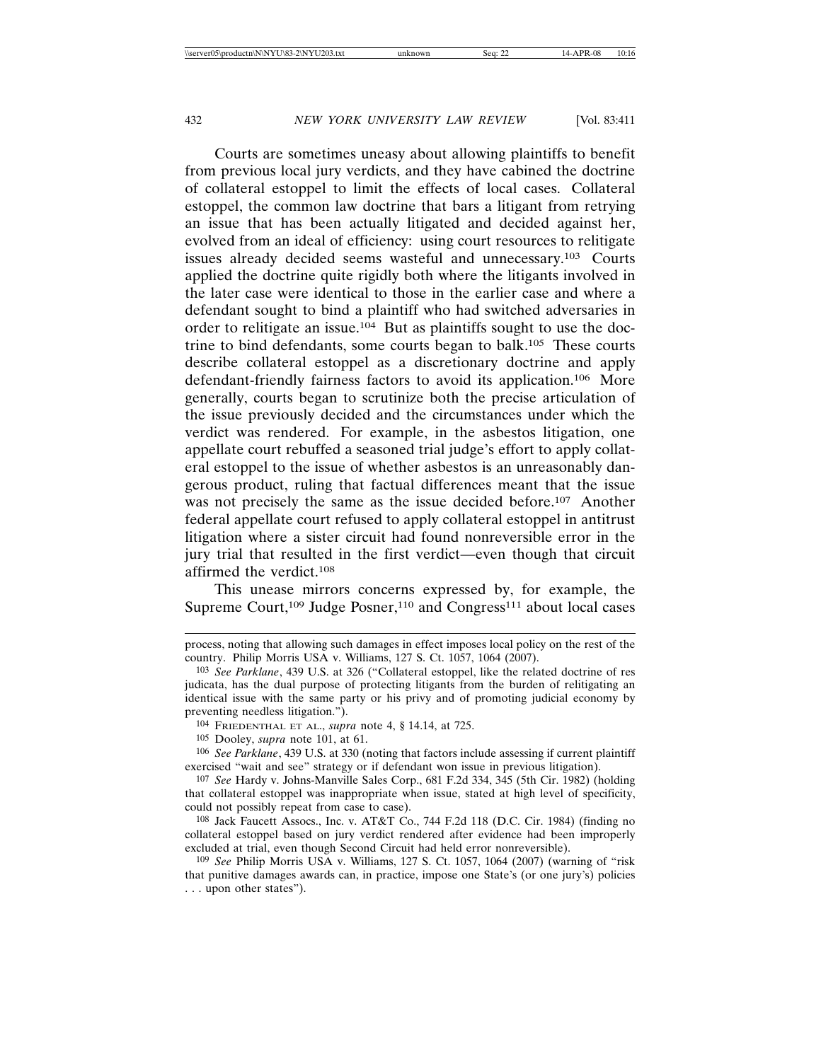Courts are sometimes uneasy about allowing plaintiffs to benefit from previous local jury verdicts, and they have cabined the doctrine of collateral estoppel to limit the effects of local cases. Collateral estoppel, the common law doctrine that bars a litigant from retrying an issue that has been actually litigated and decided against her, evolved from an ideal of efficiency: using court resources to relitigate issues already decided seems wasteful and unnecessary.[103] Courts applied the doctrine quite rigidly both where the litigants involved in the later case were identical to those in the earlier case and where a defendant sought to bind a plaintiff who had switched adversaries in order to relitigate an issue.[104] But as plaintiffs sought to use the doctrine to bind defendants, some courts began to balk.[105] These courts describe collateral estoppel as a discretionary doctrine and apply defendant-friendly fairness factors to avoid its application.[106] More generally, courts began to scrutinize both the precise articulation of the issue previously decided and the circumstances under which the verdict was rendered. For example, in the asbestos litigation, one appellate court rebuffed a seasoned trial judge's effort to apply collateral estoppel to the issue of whether asbestos is an unreasonably dangerous product, ruling that factual differences meant that the issue was not precisely the same as the issue decided before.[107] Another federal appellate court refused to apply collateral estoppel in antitrust litigation where a sister circuit had found nonreversible error in the jury trial that resulted in the first verdict—even though that circuit affirmed the verdict.[108]

This unease mirrors concerns expressed by, for example, the Supreme Court,[109] Judge Posner,[110] and Congress[111] about local cases

---

process, noting that allowing such damages in effect imposes local policy on the rest of the country. Philip Morris USA v. Williams, 127 S. Ct. 1057, 1064 (2007).

[103] *See Parklane*, 439 U.S. at 326 ("Collateral estoppel, like the related doctrine of res judicata, has the dual purpose of protecting litigants from the burden of relitigating an identical issue with the same party or his privy and of promoting judicial economy by preventing needless litigation.").

[104] FRIEDENTHAL ET AL., *supra* note 4, § 14.14, at 725.

[105] Dooley, *supra* note 101, at 61.

[106] *See Parklane*, 439 U.S. at 330 (noting that factors include assessing if current plaintiff exercised "wait and see" strategy or if defendant won issue in previous litigation).

[107] *See* Hardy v. Johns-Manville Sales Corp., 681 F.2d 334, 345 (5th Cir. 1982) (holding that collateral estoppel was inappropriate when issue, stated at high level of specificity, could not possibly repeat from case to case).

[108] Jack Faucett Assocs., Inc. v. AT&T Co., 744 F.2d 118 (D.C. Cir. 1984) (finding no collateral estoppel based on jury verdict rendered after evidence had been improperly excluded at trial, even though Second Circuit had held error nonreversible).

[109] *See* Philip Morris USA v. Williams, 127 S. Ct. 1057, 1064 (2007) (warning of "risk that punitive damages awards can, in practice, impose one State's (or one jury's) policies . . . upon other states").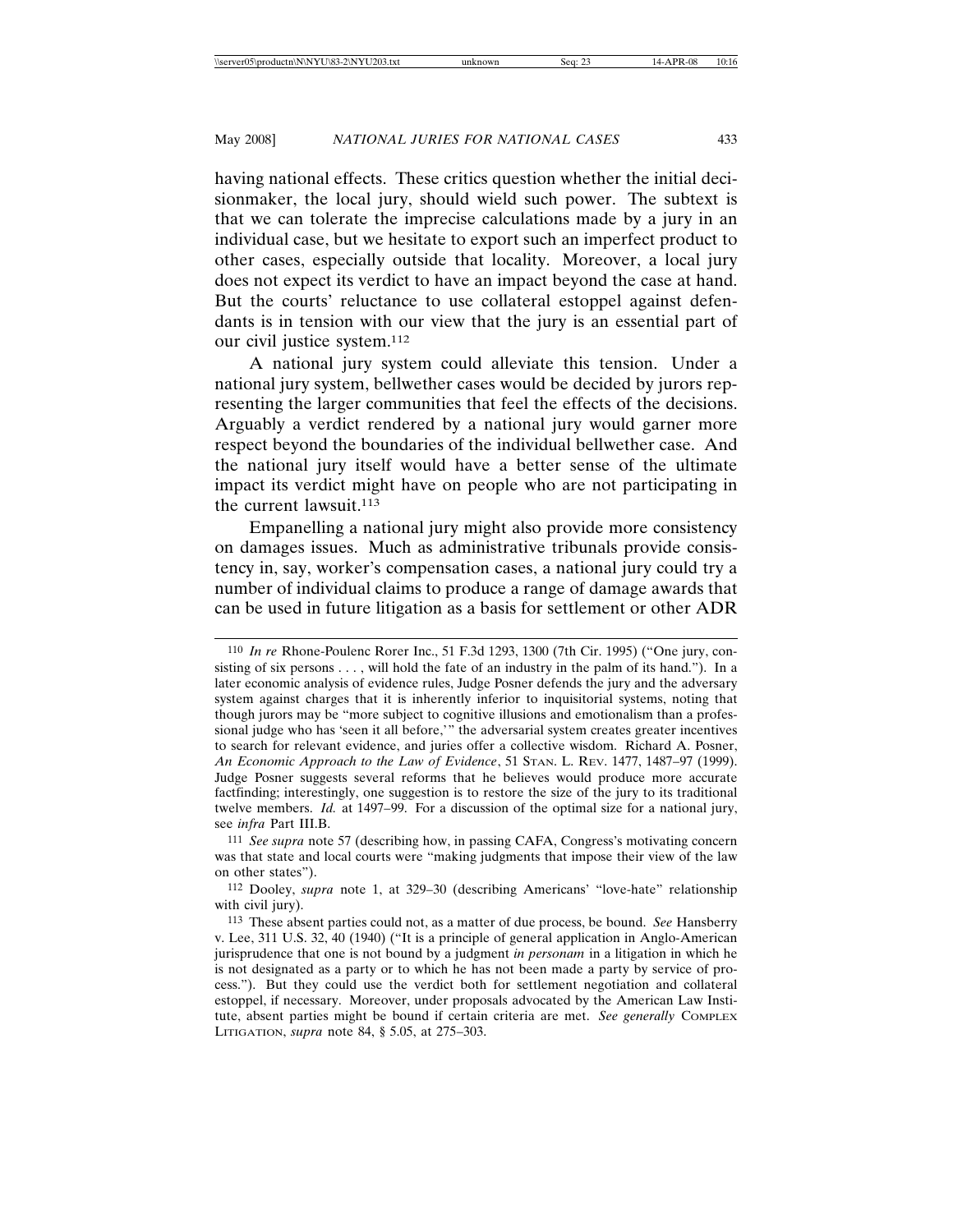having national effects. These critics question whether the initial decisionmaker, the local jury, should wield such power. The subtext is that we can tolerate the imprecise calculations made by a jury in an individual case, but we hesitate to export such an imperfect product to other cases, especially outside that locality. Moreover, a local jury does not expect its verdict to have an impact beyond the case at hand. But the courts' reluctance to use collateral estoppel against defendants is in tension with our view that the jury is an essential part of our civil justice system.[112]

A national jury system could alleviate this tension. Under a national jury system, bellwether cases would be decided by jurors representing the larger communities that feel the effects of the decisions. Arguably a verdict rendered by a national jury would garner more respect beyond the boundaries of the individual bellwether case. And the national jury itself would have a better sense of the ultimate impact its verdict might have on people who are not participating in the current lawsuit.[113]

Empanelling a national jury might also provide more consistency on damages issues. Much as administrative tribunals provide consistency in, say, worker's compensation cases, a national jury could try a number of individual claims to produce a range of damage awards that can be used in future litigation as a basis for settlement or other ADR

---

110 *In re* Rhone-Poulenc Rorer Inc., 51 F.3d 1293, 1300 (7th Cir. 1995) ("One jury, consisting of six persons . . . , will hold the fate of an industry in the palm of its hand."). In a later economic analysis of evidence rules, Judge Posner defends the jury and the adversary system against charges that it is inherently inferior to inquisitorial systems, noting that though jurors may be "more subject to cognitive illusions and emotionalism than a professional judge who has 'seen it all before,'" the adversarial system creates greater incentives to search for relevant evidence, and juries offer a collective wisdom. Richard A. Posner, *An Economic Approach to the Law of Evidence*, 51 STAN. L. REV. 1477, 1487–97 (1999). Judge Posner suggests several reforms that he believes would produce more accurate factfinding; interestingly, one suggestion is to restore the size of the jury to its traditional twelve members. *Id.* at 1497–99. For a discussion of the optimal size for a national jury, see *infra* Part III.B.

111 *See supra* note 57 (describing how, in passing CAFA, Congress's motivating concern was that state and local courts were "making judgments that impose their view of the law on other states").

112 Dooley, *supra* note 1, at 329–30 (describing Americans' "love-hate" relationship with civil jury).

113 These absent parties could not, as a matter of due process, be bound. *See* Hansberry v. Lee, 311 U.S. 32, 40 (1940) ("It is a principle of general application in Anglo-American jurisprudence that one is not bound by a judgment *in personam* in a litigation in which he is not designated as a party or to which he has not been made a party by service of process."). But they could use the verdict both for settlement negotiation and collateral estoppel, if necessary. Moreover, under proposals advocated by the American Law Institute, absent parties might be bound if certain criteria are met. *See generally* COMPLEX LITIGATION, *supra* note 84, § 5.05, at 275–303.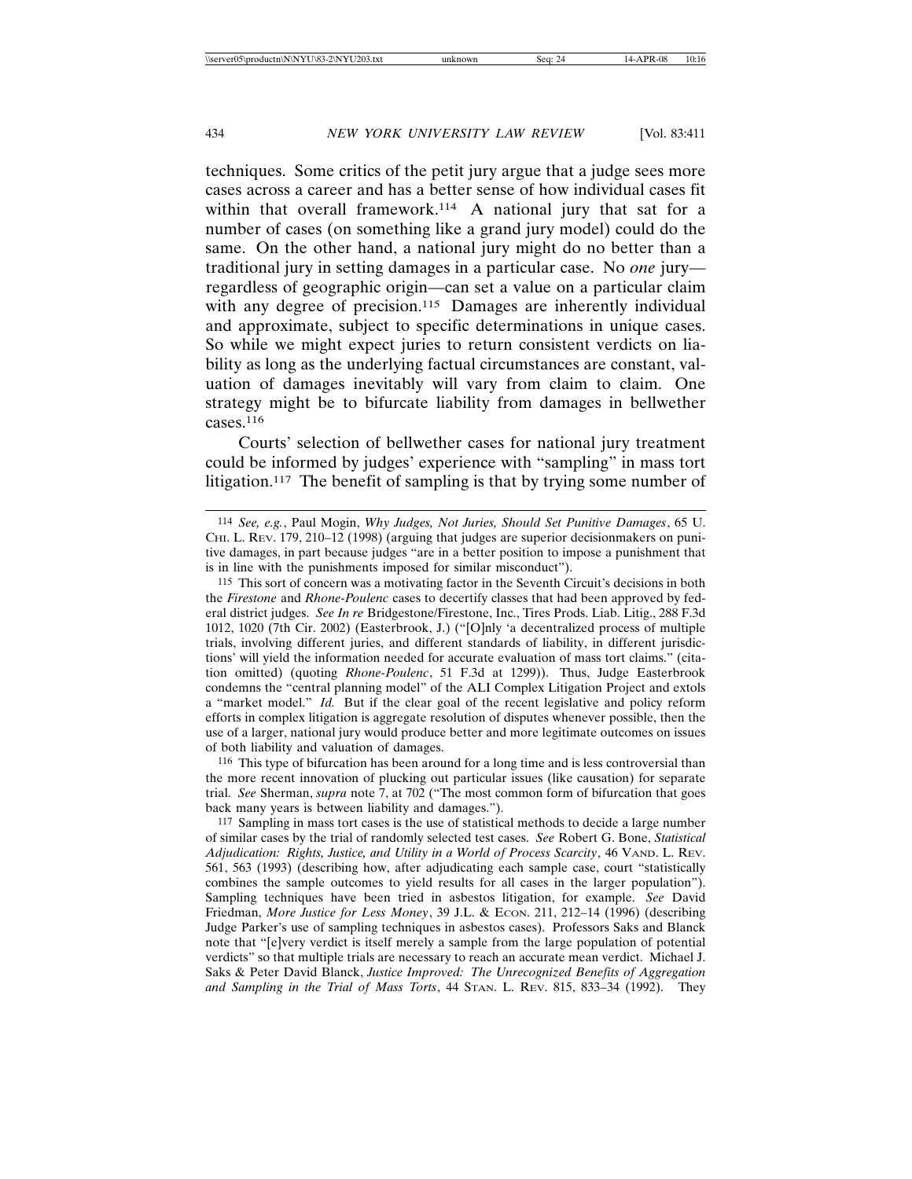techniques. Some critics of the petit jury argue that a judge sees more cases across a career and has a better sense of how individual cases fit within that overall framework.[114] A national jury that sat for a number of cases (on something like a grand jury model) could do the same. On the other hand, a national jury might do no better than a traditional jury in setting damages in a particular case. No *one* jury—regardless of geographic origin—can set a value on a particular claim with any degree of precision.[115] Damages are inherently individual and approximate, subject to specific determinations in unique cases. So while we might expect juries to return consistent verdicts on liability as long as the underlying factual circumstances are constant, valuation of damages inevitably will vary from claim to claim. One strategy might be to bifurcate liability from damages in bellwether cases.[116]

Courts' selection of bellwether cases for national jury treatment could be informed by judges' experience with "sampling" in mass tort litigation.[117] The benefit of sampling is that by trying some number of

---

[114] *See, e.g.*, Paul Mogin, *Why Judges, Not Juries, Should Set Punitive Damages*, 65 U. Chi. L. Rev. 179, 210–12 (1998) (arguing that judges are superior decisionmakers on punitive damages, in part because judges "are in a better position to impose a punishment that is in line with the punishments imposed for similar misconduct").

[115] This sort of concern was a motivating factor in the Seventh Circuit's decisions in both the *Firestone* and *Rhone-Poulenc* cases to decertify classes that had been approved by federal district judges. *See In re* Bridgestone/Firestone, Inc., Tires Prods. Liab. Litig., 288 F.3d 1012, 1020 (7th Cir. 2002) (Easterbrook, J.) ("[O]nly 'a decentralized process of multiple trials, involving different juries, and different standards of liability, in different jurisdictions' will yield the information needed for accurate evaluation of mass tort claims." (citation omitted) (quoting *Rhone-Poulenc*, 51 F.3d at 1299)). Thus, Judge Easterbrook condemns the "central planning model" of the ALI Complex Litigation Project and extols a "market model." *Id.* But if the clear goal of the recent legislative and policy reform efforts in complex litigation is aggregate resolution of disputes whenever possible, then the use of a larger, national jury would produce better and more legitimate outcomes on issues of both liability and valuation of damages.

[116] This type of bifurcation has been around for a long time and is less controversial than the more recent innovation of plucking out particular issues (like causation) for separate trial. *See* Sherman, *supra* note 7, at 702 ("The most common form of bifurcation that goes back many years is between liability and damages.").

[117] Sampling in mass tort cases is the use of statistical methods to decide a large number of similar cases by the trial of randomly selected test cases. *See* Robert G. Bone, *Statistical Adjudication: Rights, Justice, and Utility in a World of Process Scarcity*, 46 Vand. L. Rev. 561, 563 (1993) (describing how, after adjudicating each sample case, court "statistically combines the sample outcomes to yield results for all cases in the larger population"). Sampling techniques have been tried in asbestos litigation, for example. *See* David Friedman, *More Justice for Less Money*, 39 J.L. & Econ. 211, 212–14 (1996) (describing Judge Parker's use of sampling techniques in asbestos cases). Professors Saks and Blanck note that "[e]very verdict is itself merely a sample from the large population of potential verdicts" so that multiple trials are necessary to reach an accurate mean verdict. Michael J. Saks & Peter David Blanck, *Justice Improved: The Unrecognized Benefits of Aggregation and Sampling in the Trial of Mass Torts*, 44 Stan. L. Rev. 815, 833–34 (1992). They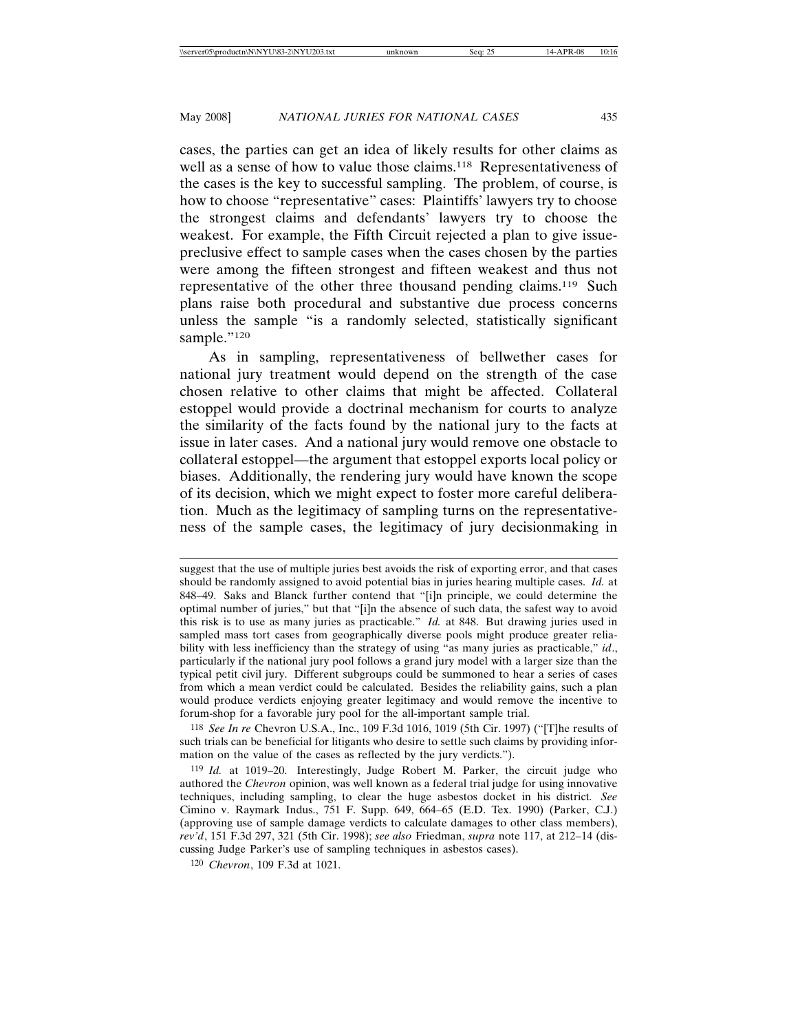cases, the parties can get an idea of likely results for other claims as well as a sense of how to value those claims.[118] Representativeness of the cases is the key to successful sampling. The problem, of course, is how to choose "representative" cases: Plaintiffs' lawyers try to choose the strongest claims and defendants' lawyers try to choose the weakest. For example, the Fifth Circuit rejected a plan to give issue-preclusive effect to sample cases when the cases chosen by the parties were among the fifteen strongest and fifteen weakest and thus not representative of the other three thousand pending claims.[119] Such plans raise both procedural and substantive due process concerns unless the sample "is a randomly selected, statistically significant sample."[120]

As in sampling, representativeness of bellwether cases for national jury treatment would depend on the strength of the case chosen relative to other claims that might be affected. Collateral estoppel would provide a doctrinal mechanism for courts to analyze the similarity of the facts found by the national jury to the facts at issue in later cases. And a national jury would remove one obstacle to collateral estoppel—the argument that estoppel exports local policy or biases. Additionally, the rendering jury would have known the scope of its decision, which we might expect to foster more careful deliberation. Much as the legitimacy of sampling turns on the representativeness of the sample cases, the legitimacy of jury decisionmaking in

---

suggest that the use of multiple juries best avoids the risk of exporting error, and that cases should be randomly assigned to avoid potential bias in juries hearing multiple cases. *Id.* at 848–49. Saks and Blanck further contend that "[i]n principle, we could determine the optimal number of juries," but that "[i]n the absence of such data, the safest way to avoid this risk is to use as many juries as practicable." *Id.* at 848. But drawing juries used in sampled mass tort cases from geographically diverse pools might produce greater reliability with less inefficiency than the strategy of using "as many juries as practicable," *id.*, particularly if the national jury pool follows a grand jury model with a larger size than the typical petit civil jury. Different subgroups could be summoned to hear a series of cases from which a mean verdict could be calculated. Besides the reliability gains, such a plan would produce verdicts enjoying greater legitimacy and would remove the incentive to forum-shop for a favorable jury pool for the all-important sample trial.

[118] *See In re* Chevron U.S.A., Inc., 109 F.3d 1016, 1019 (5th Cir. 1997) ("[T]he results of such trials can be beneficial for litigants who desire to settle such claims by providing information on the value of the cases as reflected by the jury verdicts.").

[119] *Id.* at 1019–20. Interestingly, Judge Robert M. Parker, the circuit judge who authored the *Chevron* opinion, was well known as a federal trial judge for using innovative techniques, including sampling, to clear the huge asbestos docket in his district. *See* Cimino v. Raymark Indus., 751 F. Supp. 649, 664–65 (E.D. Tex. 1990) (Parker, C.J.) (approving use of sample damage verdicts to calculate damages to other class members), *rev'd*, 151 F.3d 297, 321 (5th Cir. 1998); *see also* Friedman, *supra* note 117, at 212–14 (discussing Judge Parker's use of sampling techniques in asbestos cases).

[120] *Chevron*, 109 F.3d at 1021.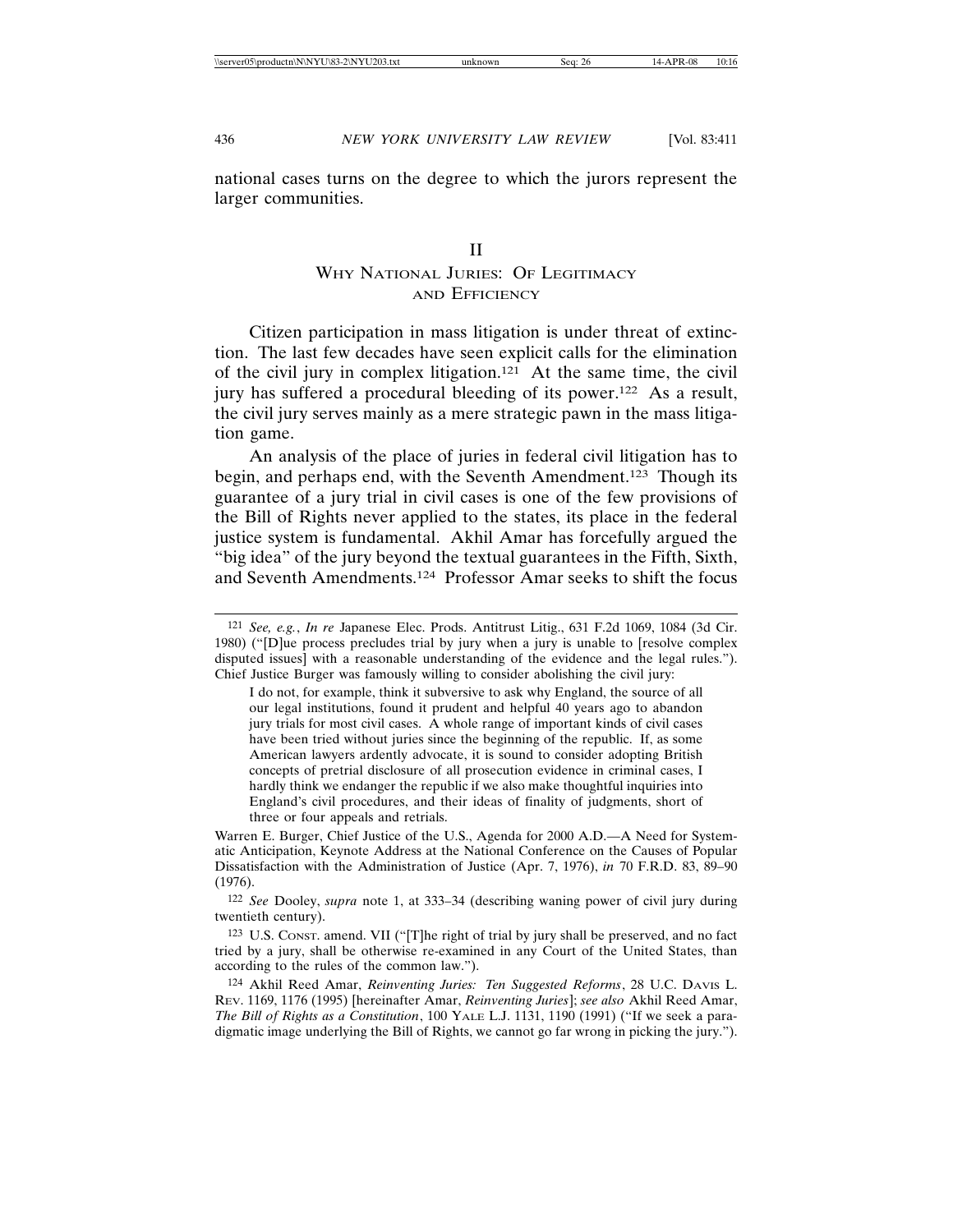national cases turns on the degree to which the jurors represent the larger communities.

## II
## WHY NATIONAL JURIES: OF LEGITIMACY AND EFFICIENCY

Citizen participation in mass litigation is under threat of extinction. The last few decades have seen explicit calls for the elimination of the civil jury in complex litigation.[121] At the same time, the civil jury has suffered a procedural bleeding of its power.[122] As a result, the civil jury serves mainly as a mere strategic pawn in the mass litigation game.

An analysis of the place of juries in federal civil litigation has to begin, and perhaps end, with the Seventh Amendment.[123] Though its guarantee of a jury trial in civil cases is one of the few provisions of the Bill of Rights never applied to the states, its place in the federal justice system is fundamental. Akhil Amar has forcefully argued the "big idea" of the jury beyond the textual guarantees in the Fifth, Sixth, and Seventh Amendments.[124] Professor Amar seeks to shift the focus

---

[121] *See, e.g.*, *In re* Japanese Elec. Prods. Antitrust Litig., 631 F.2d 1069, 1084 (3d Cir. 1980) ("[D]ue process precludes trial by jury when a jury is unable to [resolve complex disputed issues] with a reasonable understanding of the evidence and the legal rules."). Chief Justice Burger was famously willing to consider abolishing the civil jury:

> I do not, for example, think it subversive to ask why England, the source of all our legal institutions, found it prudent and helpful 40 years ago to abandon jury trials for most civil cases. A whole range of important kinds of civil cases have been tried without juries since the beginning of the republic. If, as some American lawyers ardently advocate, it is sound to consider adopting British concepts of pretrial disclosure of all prosecution evidence in criminal cases, I hardly think we endanger the republic if we also make thoughtful inquiries into England's civil procedures, and their ideas of finality of judgments, short of three or four appeals and retrials.

Warren E. Burger, Chief Justice of the U.S., Agenda for 2000 A.D.—A Need for Systematic Anticipation, Keynote Address at the National Conference on the Causes of Popular Dissatisfaction with the Administration of Justice (Apr. 7, 1976), *in* 70 F.R.D. 83, 89–90 (1976).

[122] *See* Dooley, *supra* note 1, at 333–34 (describing waning power of civil jury during twentieth century).

[123] U.S. CONST. amend. VII ("[T]he right of trial by jury shall be preserved, and no fact tried by a jury, shall be otherwise re-examined in any Court of the United States, than according to the rules of the common law.").

[124] Akhil Reed Amar, *Reinventing Juries: Ten Suggested Reforms*, 28 U.C. DAVIS L. REV. 1169, 1176 (1995) [hereinafter Amar, *Reinventing Juries*]; *see also* Akhil Reed Amar, *The Bill of Rights as a Constitution*, 100 YALE L.J. 1131, 1190 (1991) ("If we seek a paradigmatic image underlying the Bill of Rights, we cannot go far wrong in picking the jury.").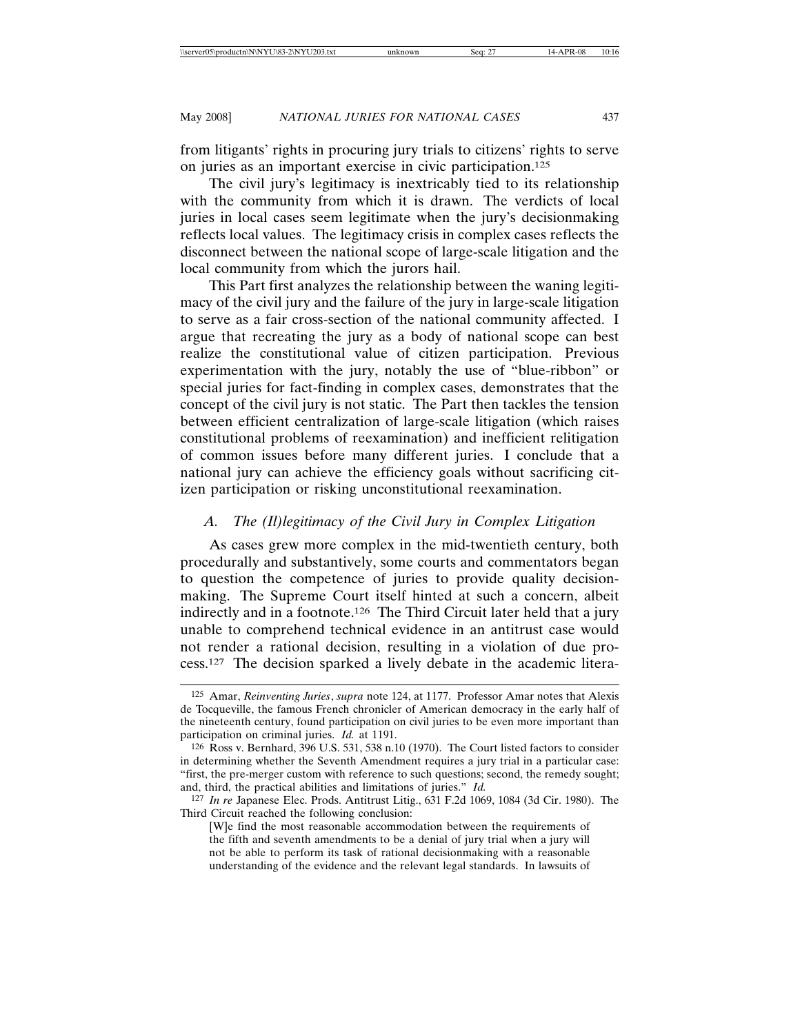from litigants' rights in procuring jury trials to citizens' rights to serve on juries as an important exercise in civic participation.[125]

The civil jury's legitimacy is inextricably tied to its relationship with the community from which it is drawn. The verdicts of local juries in local cases seem legitimate when the jury's decisionmaking reflects local values. The legitimacy crisis in complex cases reflects the disconnect between the national scope of large-scale litigation and the local community from which the jurors hail.

This Part first analyzes the relationship between the waning legitimacy of the civil jury and the failure of the jury in large-scale litigation to serve as a fair cross-section of the national community affected. I argue that recreating the jury as a body of national scope can best realize the constitutional value of citizen participation. Previous experimentation with the jury, notably the use of "blue-ribbon" or special juries for fact-finding in complex cases, demonstrates that the concept of the civil jury is not static. The Part then tackles the tension between efficient centralization of large-scale litigation (which raises constitutional problems of reexamination) and inefficient relitigation of common issues before many different juries. I conclude that a national jury can achieve the efficiency goals without sacrificing citizen participation or risking unconstitutional reexamination.

### *A. The (Il)legitimacy of the Civil Jury in Complex Litigation*

As cases grew more complex in the mid-twentieth century, both procedurally and substantively, some courts and commentators began to question the competence of juries to provide quality decisionmaking. The Supreme Court itself hinted at such a concern, albeit indirectly and in a footnote.[126] The Third Circuit later held that a jury unable to comprehend technical evidence in an antitrust case would not render a rational decision, resulting in a violation of due process.[127] The decision sparked a lively debate in the academic litera-

---

[125] Amar, *Reinventing Juries*, *supra* note 124, at 1177. Professor Amar notes that Alexis de Tocqueville, the famous French chronicler of American democracy in the early half of the nineteenth century, found participation on civil juries to be even more important than participation on criminal juries. *Id.* at 1191.

[126] Ross v. Bernhard, 396 U.S. 531, 538 n.10 (1970). The Court listed factors to consider in determining whether the Seventh Amendment requires a jury trial in a particular case: "first, the pre-merger custom with reference to such questions; second, the remedy sought; and, third, the practical abilities and limitations of juries." *Id.*

[127] *In re* Japanese Elec. Prods. Antitrust Litig., 631 F.2d 1069, 1084 (3d Cir. 1980). The Third Circuit reached the following conclusion:

> [W]e find the most reasonable accommodation between the requirements of the fifth and seventh amendments to be a denial of jury trial when a jury will not be able to perform its task of rational decisionmaking with a reasonable understanding of the evidence and the relevant legal standards. In lawsuits of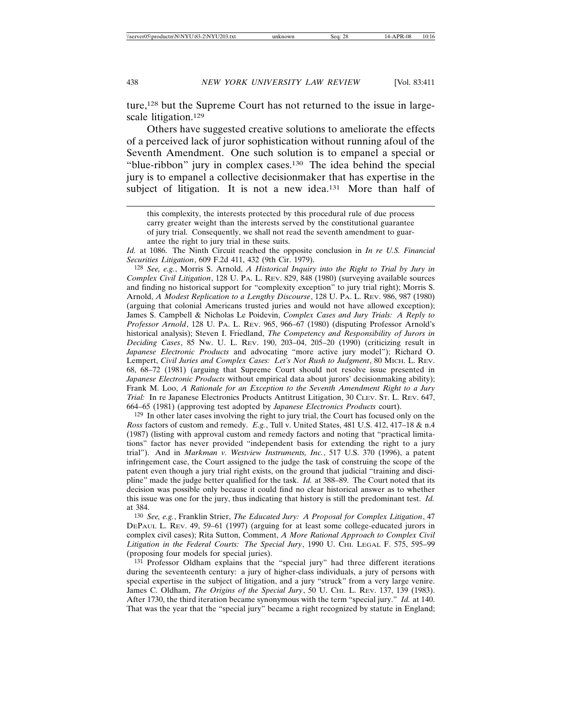ture,[128] but the Supreme Court has not returned to the issue in large-scale litigation.[129]

Others have suggested creative solutions to ameliorate the effects of a perceived lack of juror sophistication without running afoul of the Seventh Amendment. One such solution is to empanel a special or "blue-ribbon" jury in complex cases.[130] The idea behind the special jury is to empanel a collective decisionmaker that has expertise in the subject of litigation. It is not a new idea.[131] More than half of

> this complexity, the interests protected by this procedural rule of due process carry greater weight than the interests served by the constitutional guarantee of jury trial. Consequently, we shall not read the seventh amendment to guarantee the right to jury trial in these suits.

*Id.* at 1086. The Ninth Circuit reached the opposite conclusion in *In re U.S. Financial Securities Litigation*, 609 F.2d 411, 432 (9th Cir. 1979).

[128] *See, e.g.*, Morris S. Arnold, *A Historical Inquiry into the Right to Trial by Jury in Complex Civil Litigation*, 128 U. PA. L. REV. 829, 848 (1980) (surveying available sources and finding no historical support for "complexity exception" to jury trial right); Morris S. Arnold, *A Modest Replication to a Lengthy Discourse*, 128 U. PA. L. REV. 986, 987 (1980) (arguing that colonial Americans trusted juries and would not have allowed exception); James S. Campbell & Nicholas Le Poidevin, *Complex Cases and Jury Trials: A Reply to Professor Arnold*, 128 U. PA. L. REV. 965, 966–67 (1980) (disputing Professor Arnold's historical analysis); Steven I. Friedland, *The Competency and Responsibility of Jurors in Deciding Cases*, 85 NW. U. L. REV. 190, 203–04, 205–20 (1990) (criticizing result in *Japanese Electronic Products* and advocating "more active jury model"); Richard O. Lempert, *Civil Juries and Complex Cases: Let's Not Rush to Judgment*, 80 MICH. L. REV. 68, 68–72 (1981) (arguing that Supreme Court should not resolve issue presented in *Japanese Electronic Products* without empirical data about jurors' decisionmaking ability); Frank M. Loo, *A Rationale for an Exception to the Seventh Amendment Right to a Jury Trial:* In re Japanese Electronics Products Antitrust Litigation, 30 CLEV. ST. L. REV. 647, 664–65 (1981) (approving test adopted by *Japanese Electronics Products* court).

[129] In other later cases involving the right to jury trial, the Court has focused only on the *Ross* factors of custom and remedy. *E.g.*, Tull v. United States, 481 U.S. 412, 417–18 & n.4 (1987) (listing with approval custom and remedy factors and noting that "practical limitations" factor has never provided "independent basis for extending the right to a jury trial"). And in *Markman v. Westview Instruments, Inc.*, 517 U.S. 370 (1996), a patent infringement case, the Court assigned to the judge the task of construing the scope of the patent even though a jury trial right exists, on the ground that judicial "training and discipline" made the judge better qualified for the task. *Id.* at 388–89. The Court noted that its decision was possible only because it could find no clear historical answer as to whether this issue was one for the jury, thus indicating that history is still the predominant test. *Id.* at 384.

[130] *See, e.g.*, Franklin Strier, *The Educated Jury: A Proposal for Complex Litigation*, 47 DEPAUL L. REV. 49, 59–61 (1997) (arguing for at least some college-educated jurors in complex civil cases); Rita Sutton, Comment, *A More Rational Approach to Complex Civil Litigation in the Federal Courts: The Special Jury*, 1990 U. CHI. LEGAL F. 575, 595–99 (proposing four models for special juries).

[131] Professor Oldham explains that the "special jury" had three different iterations during the seventeenth century: a jury of higher-class individuals, a jury of persons with special expertise in the subject of litigation, and a jury "struck" from a very large venire. James C. Oldham, *The Origins of the Special Jury*, 50 U. CHI. L. REV. 137, 139 (1983). After 1730, the third iteration became synonymous with the term "special jury." *Id.* at 140. That was the year that the "special jury" became a right recognized by statute in England;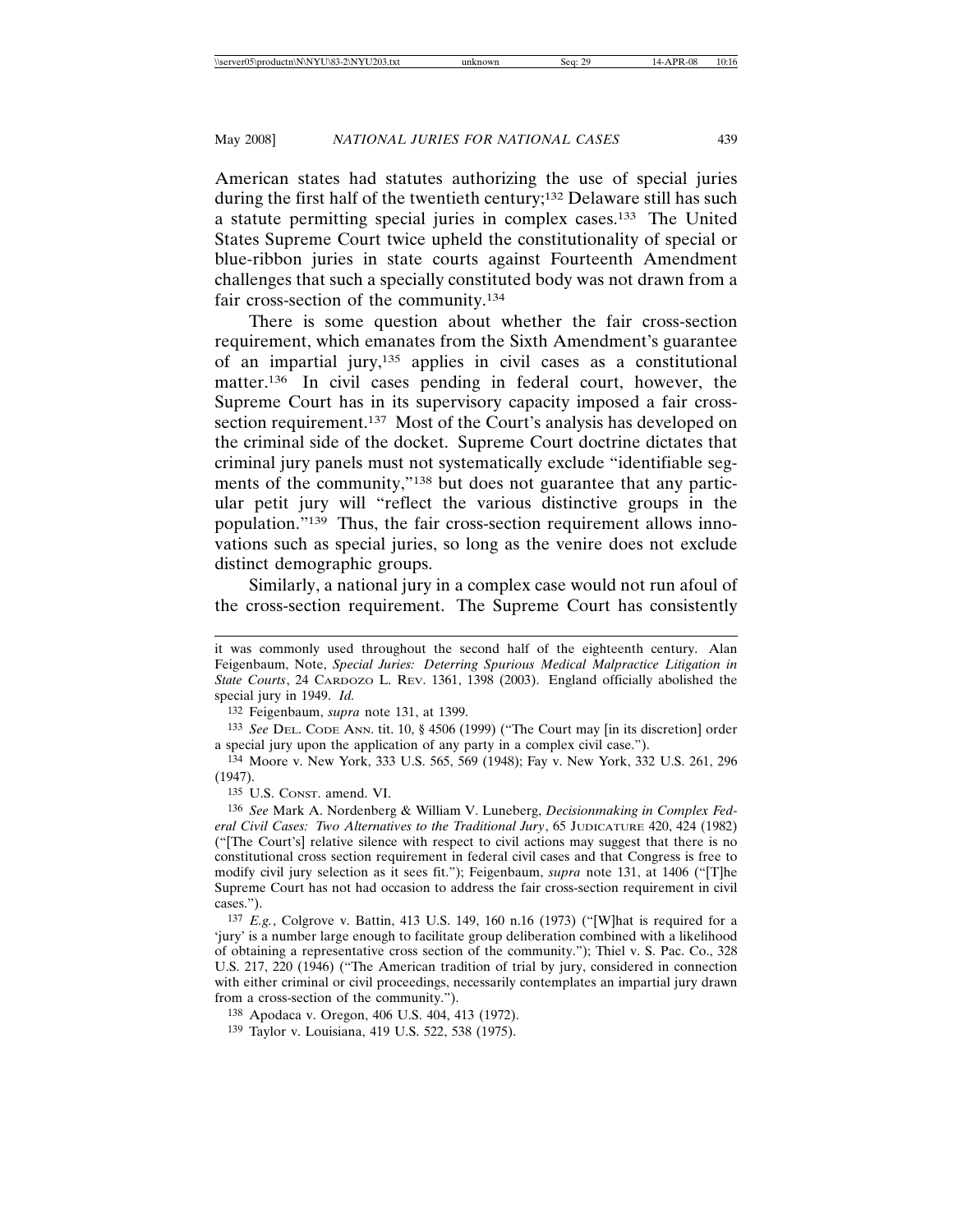American states had statutes authorizing the use of special juries during the first half of the twentieth century;[132] Delaware still has such a statute permitting special juries in complex cases.[133] The United States Supreme Court twice upheld the constitutionality of special or blue-ribbon juries in state courts against Fourteenth Amendment challenges that such a specially constituted body was not drawn from a fair cross-section of the community.[134]

There is some question about whether the fair cross-section requirement, which emanates from the Sixth Amendment's guarantee of an impartial jury,[135] applies in civil cases as a constitutional matter.[136] In civil cases pending in federal court, however, the Supreme Court has in its supervisory capacity imposed a fair cross-section requirement.[137] Most of the Court's analysis has developed on the criminal side of the docket. Supreme Court doctrine dictates that criminal jury panels must not systematically exclude "identifiable segments of the community,"[138] but does not guarantee that any particular petit jury will "reflect the various distinctive groups in the population."[139] Thus, the fair cross-section requirement allows innovations such as special juries, so long as the venire does not exclude distinct demographic groups.

Similarly, a national jury in a complex case would not run afoul of the cross-section requirement. The Supreme Court has consistently

---

it was commonly used throughout the second half of the eighteenth century. Alan Feigenbaum, Note, *Special Juries: Deterring Spurious Medical Malpractice Litigation in State Courts*, 24 CARDOZO L. REV. 1361, 1398 (2003). England officially abolished the special jury in 1949. *Id.*

132 Feigenbaum, *supra* note 131, at 1399.

133 *See* DEL. CODE ANN. tit. 10, § 4506 (1999) ("The Court may [in its discretion] order a special jury upon the application of any party in a complex civil case.").

134 Moore v. New York, 333 U.S. 565, 569 (1948); Fay v. New York, 332 U.S. 261, 296 (1947).

135 U.S. CONST. amend. VI.

136 *See* Mark A. Nordenberg & William V. Luneberg, *Decisionmaking in Complex Federal Civil Cases: Two Alternatives to the Traditional Jury*, 65 JUDICATURE 420, 424 (1982) ("[The Court's] relative silence with respect to civil actions may suggest that there is no constitutional cross section requirement in federal civil cases and that Congress is free to modify civil jury selection as it sees fit."); Feigenbaum, *supra* note 131, at 1406 ("[T]he Supreme Court has not had occasion to address the fair cross-section requirement in civil cases.").

137 *E.g.*, Colgrove v. Battin, 413 U.S. 149, 160 n.16 (1973) ("[W]hat is required for a 'jury' is a number large enough to facilitate group deliberation combined with a likelihood of obtaining a representative cross section of the community."); Thiel v. S. Pac. Co., 328 U.S. 217, 220 (1946) ("The American tradition of trial by jury, considered in connection with either criminal or civil proceedings, necessarily contemplates an impartial jury drawn from a cross-section of the community.").

138 Apodaca v. Oregon, 406 U.S. 404, 413 (1972).

139 Taylor v. Louisiana, 419 U.S. 522, 538 (1975).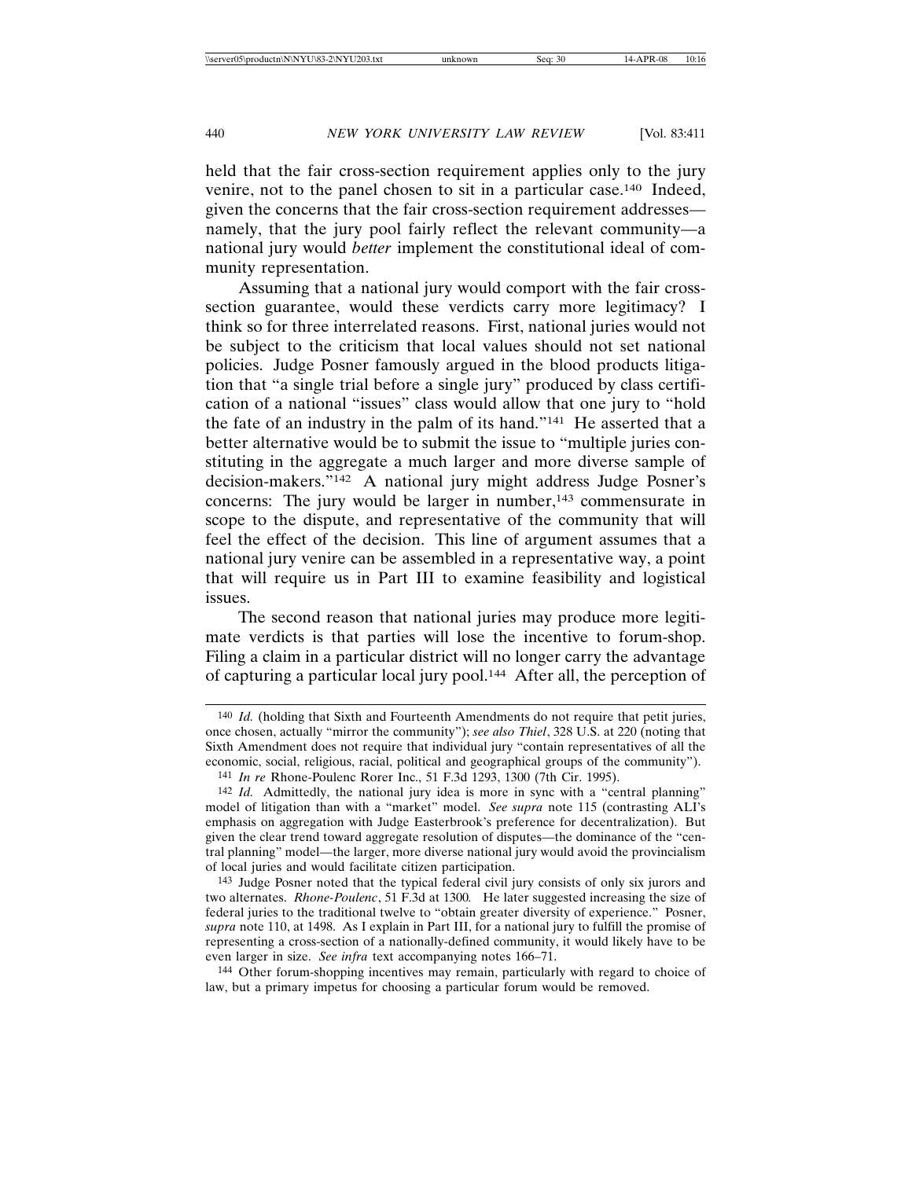held that the fair cross-section requirement applies only to the jury venire, not to the panel chosen to sit in a particular case.[140] Indeed, given the concerns that the fair cross-section requirement addresses—namely, that the jury pool fairly reflect the relevant community—a national jury would *better* implement the constitutional ideal of community representation.

Assuming that a national jury would comport with the fair cross-section guarantee, would these verdicts carry more legitimacy? I think so for three interrelated reasons. First, national juries would not be subject to the criticism that local values should not set national policies. Judge Posner famously argued in the blood products litigation that "a single trial before a single jury" produced by class certification of a national "issues" class would allow that one jury to "hold the fate of an industry in the palm of its hand."[141] He asserted that a better alternative would be to submit the issue to "multiple juries constituting in the aggregate a much larger and more diverse sample of decision-makers."[142] A national jury might address Judge Posner's concerns: The jury would be larger in number,[143] commensurate in scope to the dispute, and representative of the community that will feel the effect of the decision. This line of argument assumes that a national jury venire can be assembled in a representative way, a point that will require us in Part III to examine feasibility and logistical issues.

The second reason that national juries may produce more legitimate verdicts is that parties will lose the incentive to forum-shop. Filing a claim in a particular district will no longer carry the advantage of capturing a particular local jury pool.[144] After all, the perception of

---

[140] *Id.* (holding that Sixth and Fourteenth Amendments do not require that petit juries, once chosen, actually "mirror the community"); *see also Thiel*, 328 U.S. at 220 (noting that Sixth Amendment does not require that individual jury "contain representatives of all the economic, social, religious, racial, political and geographical groups of the community").

[141] *In re* Rhone-Poulenc Rorer Inc., 51 F.3d 1293, 1300 (7th Cir. 1995).

[142] *Id.* Admittedly, the national jury idea is more in sync with a "central planning" model of litigation than with a "market" model. *See supra* note 115 (contrasting ALI's emphasis on aggregation with Judge Easterbrook's preference for decentralization). But given the clear trend toward aggregate resolution of disputes—the dominance of the "central planning" model—the larger, more diverse national jury would avoid the provincialism of local juries and would facilitate citizen participation.

[143] Judge Posner noted that the typical federal civil jury consists of only six jurors and two alternates. *Rhone-Poulenc*, 51 F.3d at 1300*.* He later suggested increasing the size of federal juries to the traditional twelve to "obtain greater diversity of experience." Posner, *supra* note 110, at 1498. As I explain in Part III, for a national jury to fulfill the promise of representing a cross-section of a nationally-defined community, it would likely have to be even larger in size. *See infra* text accompanying notes 166–71.

[144] Other forum-shopping incentives may remain, particularly with regard to choice of law, but a primary impetus for choosing a particular forum would be removed.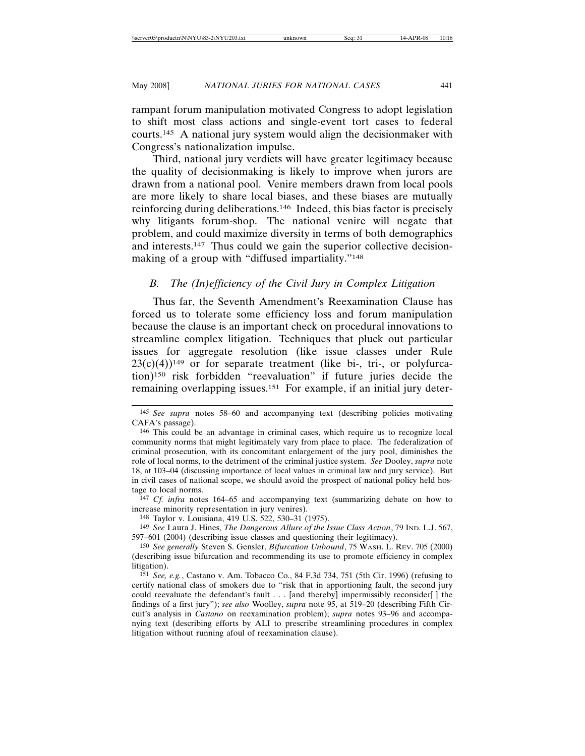rampant forum manipulation motivated Congress to adopt legislation to shift most class actions and single-event tort cases to federal courts.[145] A national jury system would align the decisionmaker with Congress's nationalization impulse.

Third, national jury verdicts will have greater legitimacy because the quality of decisionmaking is likely to improve when jurors are drawn from a national pool. Venire members drawn from local pools are more likely to share local biases, and these biases are mutually reinforcing during deliberations.[146] Indeed, this bias factor is precisely why litigants forum-shop. The national venire will negate that problem, and could maximize diversity in terms of both demographics and interests.[147] Thus could we gain the superior collective decisionmaking of a group with "diffused impartiality."[148]

### *B. The (In)efficiency of the Civil Jury in Complex Litigation*

Thus far, the Seventh Amendment's Reexamination Clause has forced us to tolerate some efficiency loss and forum manipulation because the clause is an important check on procedural innovations to streamline complex litigation. Techniques that pluck out particular issues for aggregate resolution (like issue classes under Rule 23(c)(4))[149] or for separate treatment (like bi-, tri-, or polyfurcation)[150] risk forbidden "reevaluation" if future juries decide the remaining overlapping issues.[151] For example, if an initial jury deter-

---

[145] *See supra* notes 58–60 and accompanying text (describing policies motivating CAFA's passage).

[146] This could be an advantage in criminal cases, which require us to recognize local community norms that might legitimately vary from place to place. The federalization of criminal prosecution, with its concomitant enlargement of the jury pool, diminishes the role of local norms, to the detriment of the criminal justice system. *See* Dooley, *supra* note 18, at 103–04 (discussing importance of local values in criminal law and jury service). But in civil cases of national scope, we should avoid the prospect of national policy held hostage to local norms.

[147] *Cf. infra* notes 164–65 and accompanying text (summarizing debate on how to increase minority representation in jury venires).

[148] Taylor v. Louisiana, 419 U.S. 522, 530–31 (1975).

[149] *See* Laura J. Hines, *The Dangerous Allure of the Issue Class Action*, 79 IND. L.J. 567, 597–601 (2004) (describing issue classes and questioning their legitimacy).

[150] *See generally* Steven S. Gensler, *Bifurcation Unbound*, 75 WASH. L. REV. 705 (2000) (describing issue bifurcation and recommending its use to promote efficiency in complex litigation).

[151] *See, e.g.*, Castano v. Am. Tobacco Co., 84 F.3d 734, 751 (5th Cir. 1996) (refusing to certify national class of smokers due to "risk that in apportioning fault, the second jury could reevaluate the defendant's fault . . . [and thereby] impermissibly reconsider[ ] the findings of a first jury"); *see also* Woolley, *supra* note 95, at 519–20 (describing Fifth Circuit's analysis in *Castano* on reexamination problem); *supra* notes 93–96 and accompanying text (describing efforts by ALI to prescribe streamlining procedures in complex litigation without running afoul of reexamination clause).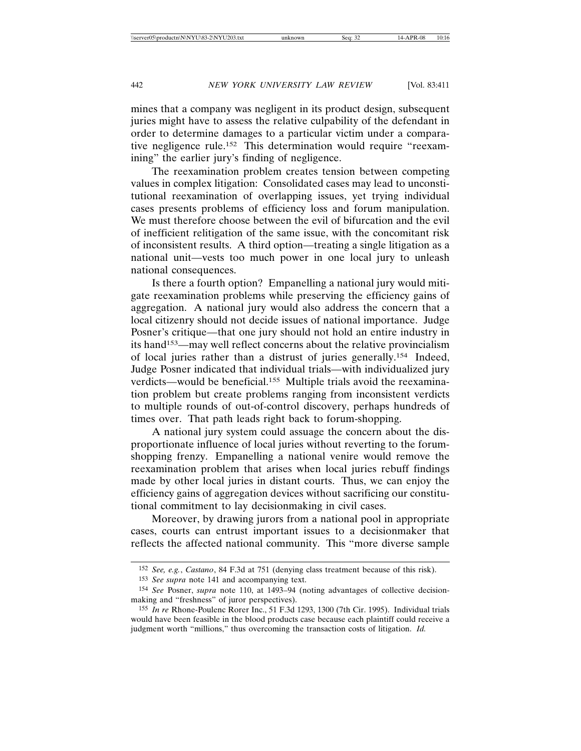mines that a company was negligent in its product design, subsequent juries might have to assess the relative culpability of the defendant in order to determine damages to a particular victim under a comparative negligence rule.[152] This determination would require "reexamining" the earlier jury's finding of negligence.

The reexamination problem creates tension between competing values in complex litigation: Consolidated cases may lead to unconstitutional reexamination of overlapping issues, yet trying individual cases presents problems of efficiency loss and forum manipulation. We must therefore choose between the evil of bifurcation and the evil of inefficient relitigation of the same issue, with the concomitant risk of inconsistent results. A third option—treating a single litigation as a national unit—vests too much power in one local jury to unleash national consequences.

Is there a fourth option? Empanelling a national jury would mitigate reexamination problems while preserving the efficiency gains of aggregation. A national jury would also address the concern that a local citizenry should not decide issues of national importance. Judge Posner's critique—that one jury should not hold an entire industry in its hand[153]—may well reflect concerns about the relative provincialism of local juries rather than a distrust of juries generally.[154] Indeed, Judge Posner indicated that individual trials—with individualized jury verdicts—would be beneficial.[155] Multiple trials avoid the reexamination problem but create problems ranging from inconsistent verdicts to multiple rounds of out-of-control discovery, perhaps hundreds of times over. That path leads right back to forum-shopping.

A national jury system could assuage the concern about the disproportionate influence of local juries without reverting to the forum-shopping frenzy. Empanelling a national venire would remove the reexamination problem that arises when local juries rebuff findings made by other local juries in distant courts. Thus, we can enjoy the efficiency gains of aggregation devices without sacrificing our constitutional commitment to lay decisionmaking in civil cases.

Moreover, by drawing jurors from a national pool in appropriate cases, courts can entrust important issues to a decisionmaker that reflects the affected national community. This "more diverse sample

---

152 *See, e.g.*, *Castano*, 84 F.3d at 751 (denying class treatment because of this risk).

153 *See supra* note 141 and accompanying text.

154 *See* Posner, *supra* note 110, at 1493–94 (noting advantages of collective decisionmaking and "freshness" of juror perspectives).

155 *In re* Rhone-Poulenc Rorer Inc., 51 F.3d 1293, 1300 (7th Cir. 1995). Individual trials would have been feasible in the blood products case because each plaintiff could receive a judgment worth "millions," thus overcoming the transaction costs of litigation. *Id.*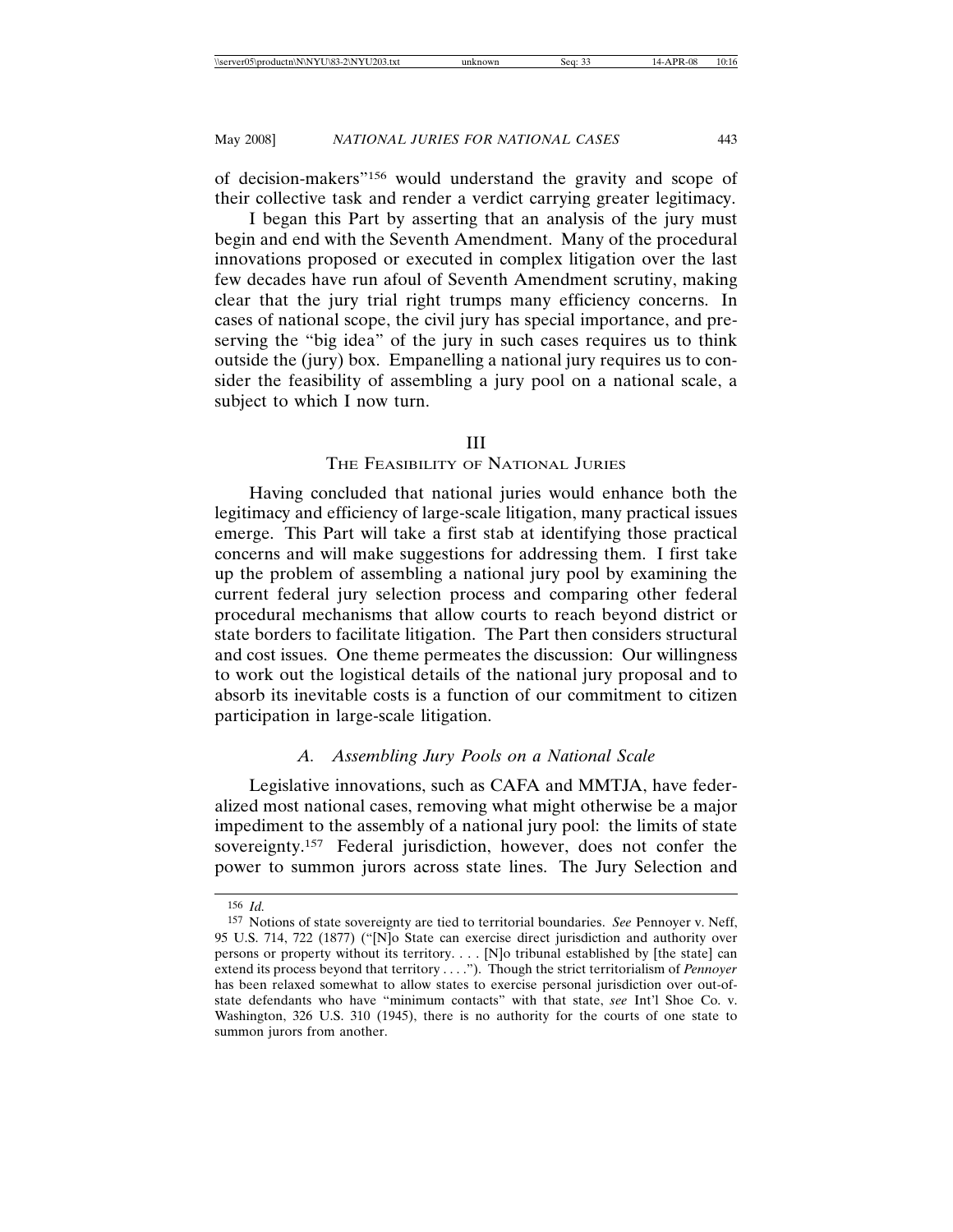of decision-makers"[156] would understand the gravity and scope of their collective task and render a verdict carrying greater legitimacy.

I began this Part by asserting that an analysis of the jury must begin and end with the Seventh Amendment. Many of the procedural innovations proposed or executed in complex litigation over the last few decades have run afoul of Seventh Amendment scrutiny, making clear that the jury trial right trumps many efficiency concerns. In cases of national scope, the civil jury has special importance, and preserving the "big idea" of the jury in such cases requires us to think outside the (jury) box. Empanelling a national jury requires us to consider the feasibility of assembling a jury pool on a national scale, a subject to which I now turn.

## III
## The Feasibility of National Juries

Having concluded that national juries would enhance both the legitimacy and efficiency of large-scale litigation, many practical issues emerge. This Part will take a first stab at identifying those practical concerns and will make suggestions for addressing them. I first take up the problem of assembling a national jury pool by examining the current federal jury selection process and comparing other federal procedural mechanisms that allow courts to reach beyond district or state borders to facilitate litigation. The Part then considers structural and cost issues. One theme permeates the discussion: Our willingness to work out the logistical details of the national jury proposal and to absorb its inevitable costs is a function of our commitment to citizen participation in large-scale litigation.

### *A. Assembling Jury Pools on a National Scale*

Legislative innovations, such as CAFA and MMTJA, have federalized most national cases, removing what might otherwise be a major impediment to the assembly of a national jury pool: the limits of state sovereignty.[157] Federal jurisdiction, however, does not confer the power to summon jurors across state lines. The Jury Selection and

---

[156] *Id.*

[157] Notions of state sovereignty are tied to territorial boundaries. *See* Pennoyer v. Neff, 95 U.S. 714, 722 (1877) ("[N]o State can exercise direct jurisdiction and authority over persons or property without its territory. . . . [N]o tribunal established by [the state] can extend its process beyond that territory . . . ."). Though the strict territorialism of *Pennoyer* has been relaxed somewhat to allow states to exercise personal jurisdiction over out-of-state defendants who have "minimum contacts" with that state, *see* Int'l Shoe Co. v. Washington, 326 U.S. 310 (1945), there is no authority for the courts of one state to summon jurors from another.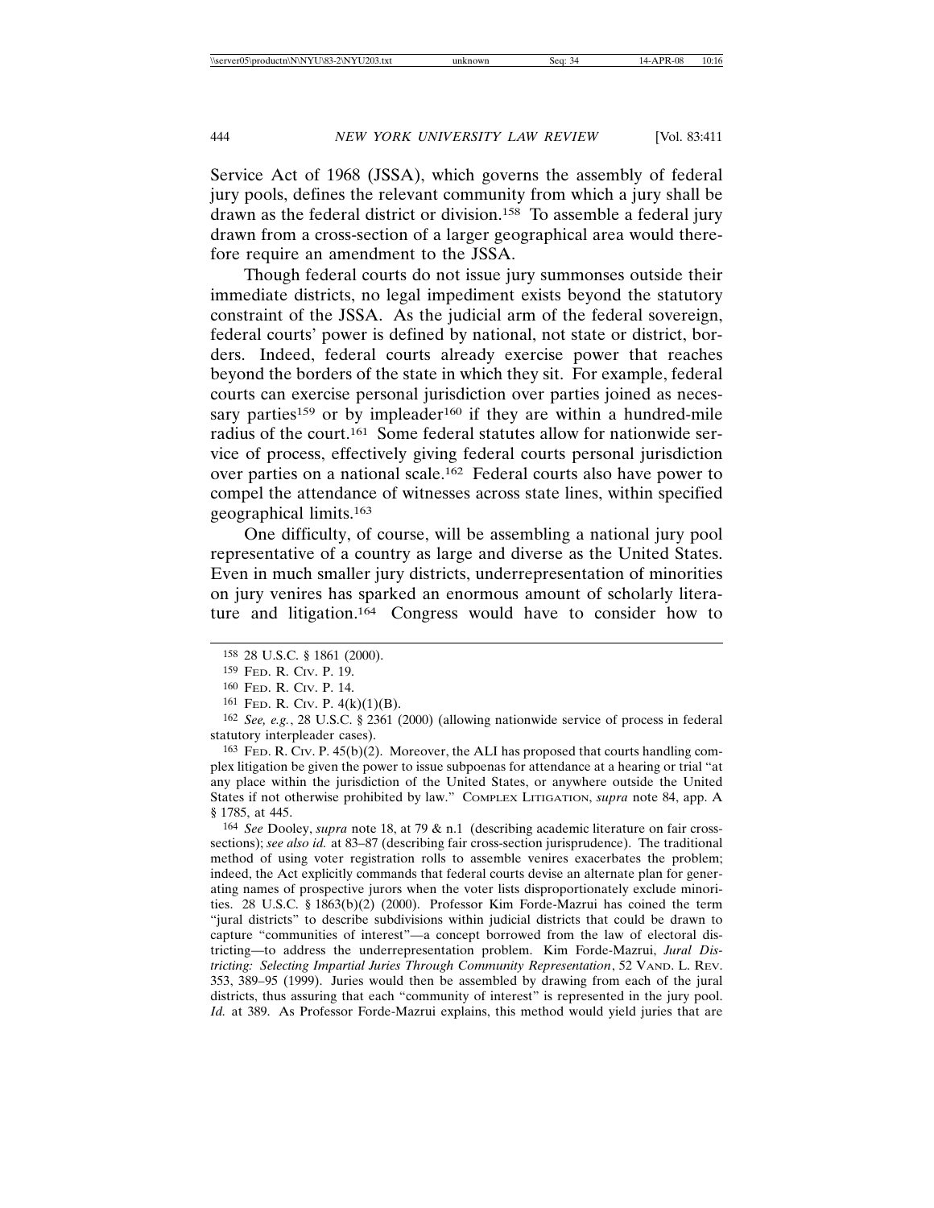Service Act of 1968 (JSSA), which governs the assembly of federal jury pools, defines the relevant community from which a jury shall be drawn as the federal district or division.[158] To assemble a federal jury drawn from a cross-section of a larger geographical area would therefore require an amendment to the JSSA.

Though federal courts do not issue jury summonses outside their immediate districts, no legal impediment exists beyond the statutory constraint of the JSSA. As the judicial arm of the federal sovereign, federal courts' power is defined by national, not state or district, borders. Indeed, federal courts already exercise power that reaches beyond the borders of the state in which they sit. For example, federal courts can exercise personal jurisdiction over parties joined as necessary parties[159] or by impleader[160] if they are within a hundred-mile radius of the court.[161] Some federal statutes allow for nationwide service of process, effectively giving federal courts personal jurisdiction over parties on a national scale.[162] Federal courts also have power to compel the attendance of witnesses across state lines, within specified geographical limits.[163]

One difficulty, of course, will be assembling a national jury pool representative of a country as large and diverse as the United States. Even in much smaller jury districts, underrepresentation of minorities on jury venires has sparked an enormous amount of scholarly literature and litigation.[164] Congress would have to consider how to

---

158 28 U.S.C. § 1861 (2000).

159 Fed. R. Civ. P. 19.

160 Fed. R. Civ. P. 14.

161 Fed. R. Civ. P. 4(k)(1)(B).

162 *See, e.g.*, 28 U.S.C. § 2361 (2000) (allowing nationwide service of process in federal statutory interpleader cases).

163 Fed. R. Civ. P. 45(b)(2). Moreover, the ALI has proposed that courts handling complex litigation be given the power to issue subpoenas for attendance at a hearing or trial "at any place within the jurisdiction of the United States, or anywhere outside the United States if not otherwise prohibited by law." Complex Litigation, *supra* note 84, app. A § 1785, at 445.

164 *See* Dooley, *supra* note 18, at 79 & n.1 (describing academic literature on fair cross-sections); *see also id.* at 83–87 (describing fair cross-section jurisprudence). The traditional method of using voter registration rolls to assemble venires exacerbates the problem; indeed, the Act explicitly commands that federal courts devise an alternate plan for generating names of prospective jurors when the voter lists disproportionately exclude minorities. 28 U.S.C. § 1863(b)(2) (2000). Professor Kim Forde-Mazrui has coined the term "jural districts" to describe subdivisions within judicial districts that could be drawn to capture "communities of interest"—a concept borrowed from the law of electoral districting—to address the underrepresentation problem. Kim Forde-Mazrui, *Jural Districting: Selecting Impartial Juries Through Community Representation*, 52 Vand. L. Rev. 353, 389–95 (1999). Juries would then be assembled by drawing from each of the jural districts, thus assuring that each "community of interest" is represented in the jury pool. *Id.* at 389. As Professor Forde-Mazrui explains, this method would yield juries that are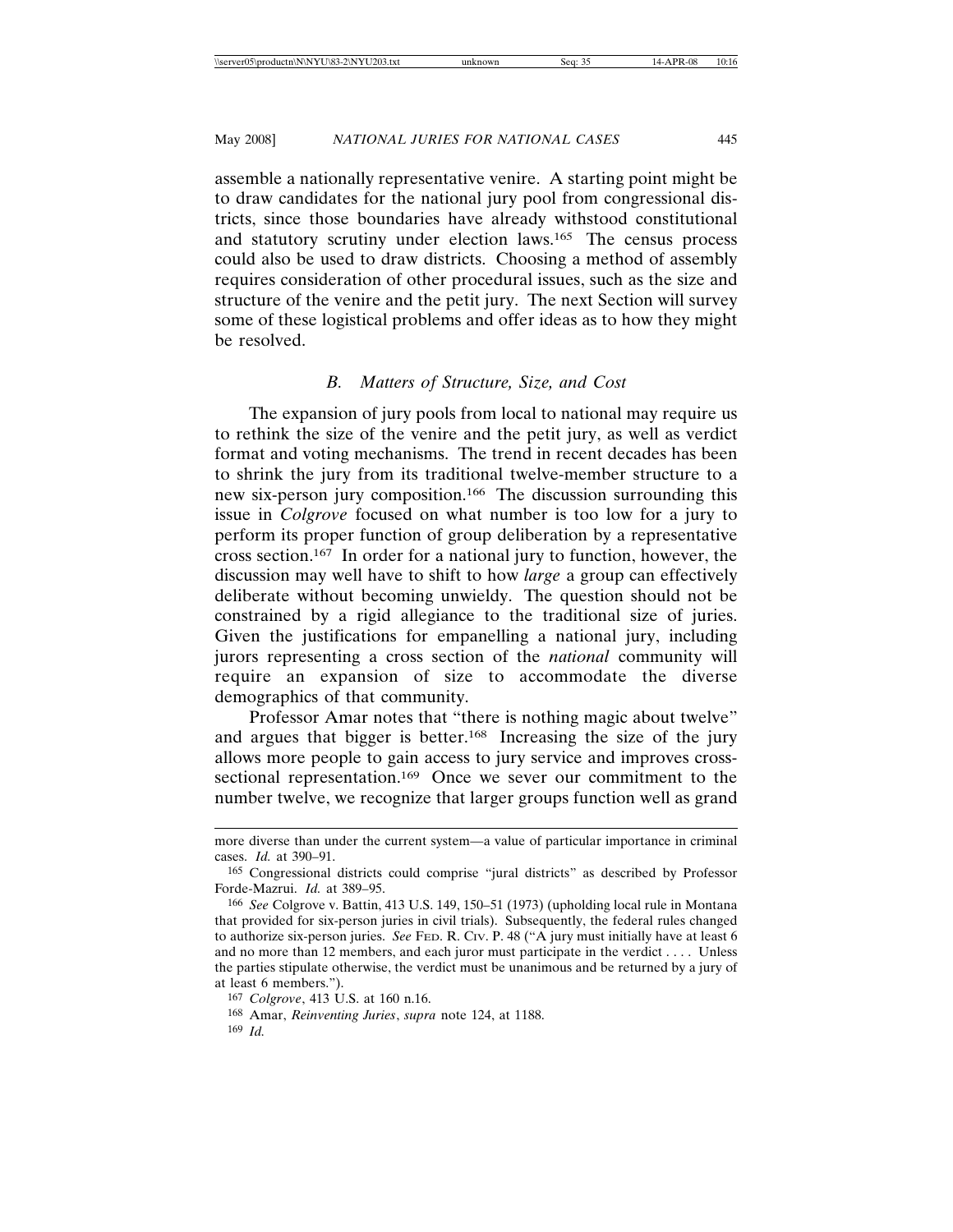assemble a nationally representative venire. A starting point might be to draw candidates for the national jury pool from congressional districts, since those boundaries have already withstood constitutional and statutory scrutiny under election laws.[165] The census process could also be used to draw districts. Choosing a method of assembly requires consideration of other procedural issues, such as the size and structure of the venire and the petit jury. The next Section will survey some of these logistical problems and offer ideas as to how they might be resolved.

### *B. Matters of Structure, Size, and Cost*

The expansion of jury pools from local to national may require us to rethink the size of the venire and the petit jury, as well as verdict format and voting mechanisms. The trend in recent decades has been to shrink the jury from its traditional twelve-member structure to a new six-person jury composition.[166] The discussion surrounding this issue in *Colgrove* focused on what number is too low for a jury to perform its proper function of group deliberation by a representative cross section.[167] In order for a national jury to function, however, the discussion may well have to shift to how *large* a group can effectively deliberate without becoming unwieldy. The question should not be constrained by a rigid allegiance to the traditional size of juries. Given the justifications for empanelling a national jury, including jurors representing a cross section of the *national* community will require an expansion of size to accommodate the diverse demographics of that community.

Professor Amar notes that "there is nothing magic about twelve" and argues that bigger is better.[168] Increasing the size of the jury allows more people to gain access to jury service and improves cross-sectional representation.[169] Once we sever our commitment to the number twelve, we recognize that larger groups function well as grand

---

more diverse than under the current system—a value of particular importance in criminal cases. *Id.* at 390–91.

[165] Congressional districts could comprise "jural districts" as described by Professor Forde-Mazrui. *Id.* at 389–95.

[166] *See* Colgrove v. Battin, 413 U.S. 149, 150–51 (1973) (upholding local rule in Montana that provided for six-person juries in civil trials). Subsequently, the federal rules changed to authorize six-person juries. *See* FED. R. CIV. P. 48 ("A jury must initially have at least 6 and no more than 12 members, and each juror must participate in the verdict . . . . Unless the parties stipulate otherwise, the verdict must be unanimous and be returned by a jury of at least 6 members.").

[167] *Colgrove*, 413 U.S. at 160 n.16.

[168] Amar, *Reinventing Juries*, *supra* note 124, at 1188.

[169] *Id.*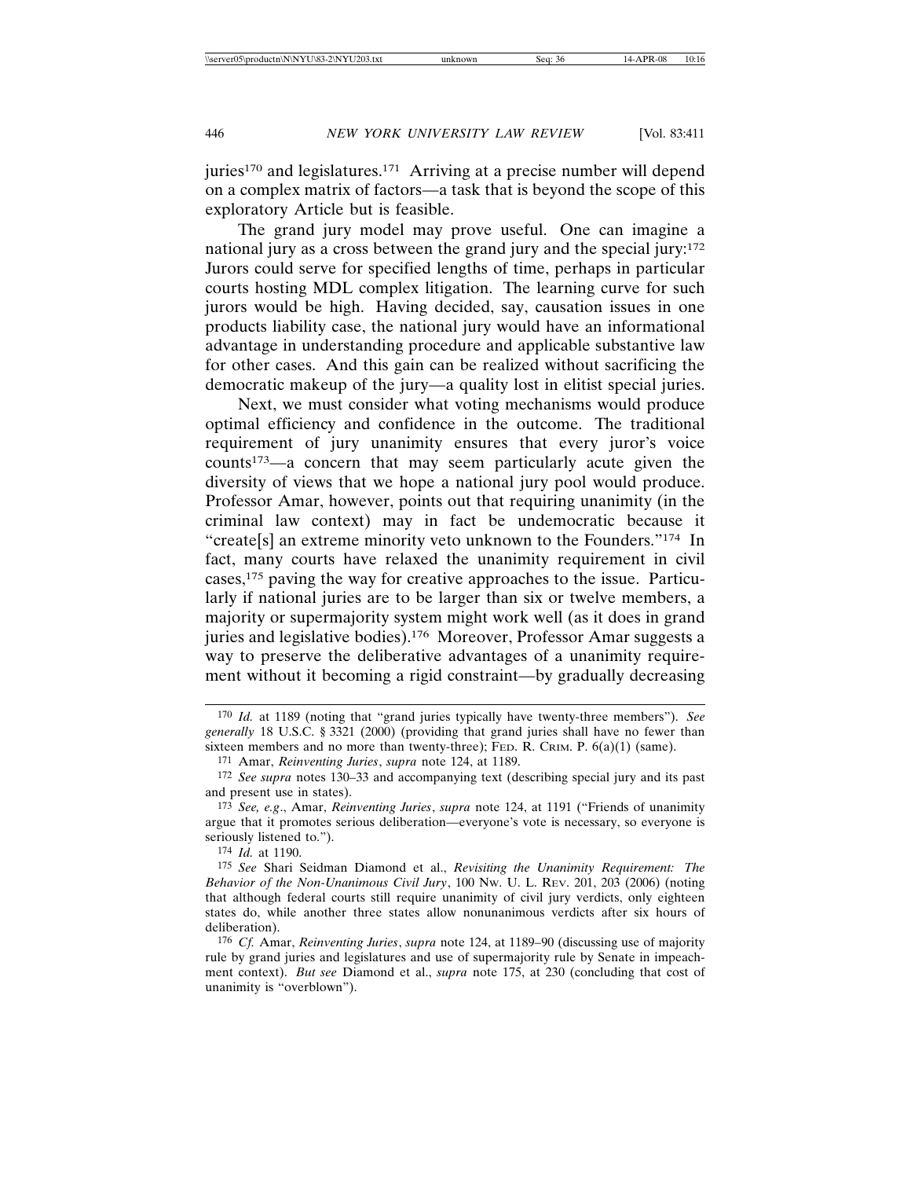juries[170] and legislatures.[171] Arriving at a precise number will depend on a complex matrix of factors—a task that is beyond the scope of this exploratory Article but is feasible.

The grand jury model may prove useful. One can imagine a national jury as a cross between the grand jury and the special jury:[172] Jurors could serve for specified lengths of time, perhaps in particular courts hosting MDL complex litigation. The learning curve for such jurors would be high. Having decided, say, causation issues in one products liability case, the national jury would have an informational advantage in understanding procedure and applicable substantive law for other cases. And this gain can be realized without sacrificing the democratic makeup of the jury—a quality lost in elitist special juries.

Next, we must consider what voting mechanisms would produce optimal efficiency and confidence in the outcome. The traditional requirement of jury unanimity ensures that every juror's voice counts[173]—a concern that may seem particularly acute given the diversity of views that we hope a national jury pool would produce. Professor Amar, however, points out that requiring unanimity (in the criminal law context) may in fact be undemocratic because it "create[s] an extreme minority veto unknown to the Founders."[174] In fact, many courts have relaxed the unanimity requirement in civil cases,[175] paving the way for creative approaches to the issue. Particularly if national juries are to be larger than six or twelve members, a majority or supermajority system might work well (as it does in grand juries and legislative bodies).[176] Moreover, Professor Amar suggests a way to preserve the deliberative advantages of a unanimity requirement without it becoming a rigid constraint—by gradually decreasing

---

[170] *Id.* at 1189 (noting that "grand juries typically have twenty-three members"). *See generally* 18 U.S.C. § 3321 (2000) (providing that grand juries shall have no fewer than sixteen members and no more than twenty-three); FED. R. CRIM. P. 6(a)(1) (same).

[171] Amar, *Reinventing Juries*, *supra* note 124, at 1189.

[172] *See supra* notes 130–33 and accompanying text (describing special jury and its past and present use in states).

[173] *See, e.g.*, Amar, *Reinventing Juries*, *supra* note 124, at 1191 ("Friends of unanimity argue that it promotes serious deliberation—everyone's vote is necessary, so everyone is seriously listened to.").

[174] *Id.* at 1190.

[175] *See* Shari Seidman Diamond et al., *Revisiting the Unanimity Requirement: The Behavior of the Non-Unanimous Civil Jury*, 100 NW. U. L. REV. 201, 203 (2006) (noting that although federal courts still require unanimity of civil jury verdicts, only eighteen states do, while another three states allow nonunanimous verdicts after six hours of deliberation).

[176] *Cf.* Amar, *Reinventing Juries*, *supra* note 124, at 1189–90 (discussing use of majority rule by grand juries and legislatures and use of supermajority rule by Senate in impeachment context). *But see* Diamond et al., *supra* note 175, at 230 (concluding that cost of unanimity is "overblown").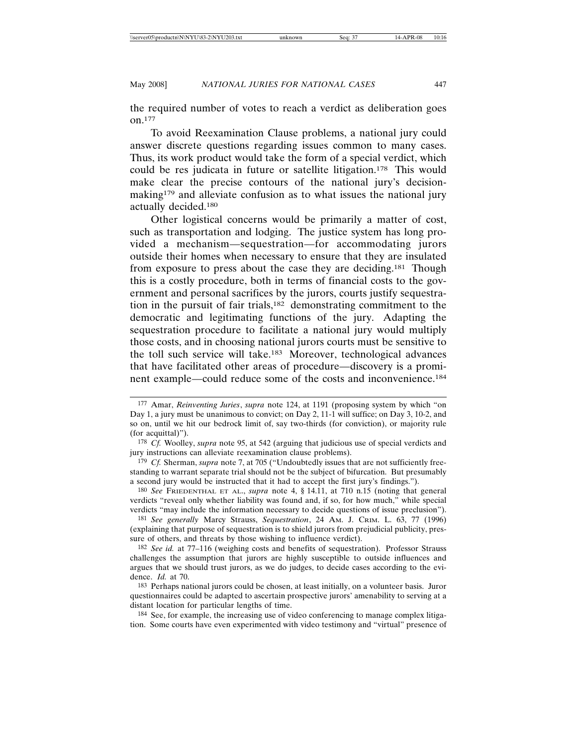the required number of votes to reach a verdict as deliberation goes on.[177]

To avoid Reexamination Clause problems, a national jury could answer discrete questions regarding issues common to many cases. Thus, its work product would take the form of a special verdict, which could be res judicata in future or satellite litigation.[178] This would make clear the precise contours of the national jury's decision-making[179] and alleviate confusion as to what issues the national jury actually decided.[180]

Other logistical concerns would be primarily a matter of cost, such as transportation and lodging. The justice system has long provided a mechanism—sequestration—for accommodating jurors outside their homes when necessary to ensure that they are insulated from exposure to press about the case they are deciding.[181] Though this is a costly procedure, both in terms of financial costs to the government and personal sacrifices by the jurors, courts justify sequestration in the pursuit of fair trials,[182] demonstrating commitment to the democratic and legitimating functions of the jury. Adapting the sequestration procedure to facilitate a national jury would multiply those costs, and in choosing national jurors courts must be sensitive to the toll such service will take.[183] Moreover, technological advances that have facilitated other areas of procedure—discovery is a prominent example—could reduce some of the costs and inconvenience.[184]

---

[177] Amar, *Reinventing Juries*, *supra* note 124, at 1191 (proposing system by which "on Day 1, a jury must be unanimous to convict; on Day 2, 11-1 will suffice; on Day 3, 10-2, and so on, until we hit our bedrock limit of, say two-thirds (for conviction), or majority rule (for acquittal)").

[178] *Cf.* Woolley, *supra* note 95, at 542 (arguing that judicious use of special verdicts and jury instructions can alleviate reexamination clause problems).

[179] *Cf.* Sherman, *supra* note 7, at 705 ("Undoubtedly issues that are not sufficiently free-standing to warrant separate trial should not be the subject of bifurcation. But presumably a second jury would be instructed that it had to accept the first jury's findings.").

[180] *See* FRIEDENTHAL ET AL., *supra* note 4, § 14.11, at 710 n.15 (noting that general verdicts "reveal only whether liability was found and, if so, for how much," while special verdicts "may include the information necessary to decide questions of issue preclusion").

[181] *See generally* Marcy Strauss, *Sequestration*, 24 AM. J. CRIM. L. 63, 77 (1996) (explaining that purpose of sequestration is to shield jurors from prejudicial publicity, pressure of others, and threats by those wishing to influence verdict).

[182] *See id.* at 77–116 (weighing costs and benefits of sequestration). Professor Strauss challenges the assumption that jurors are highly susceptible to outside influences and argues that we should trust jurors, as we do judges, to decide cases according to the evidence. *Id.* at 70.

[183] Perhaps national jurors could be chosen, at least initially, on a volunteer basis. Juror questionnaires could be adapted to ascertain prospective jurors' amenability to serving at a distant location for particular lengths of time.

[184] See, for example, the increasing use of video conferencing to manage complex litigation. Some courts have even experimented with video testimony and "virtual" presence of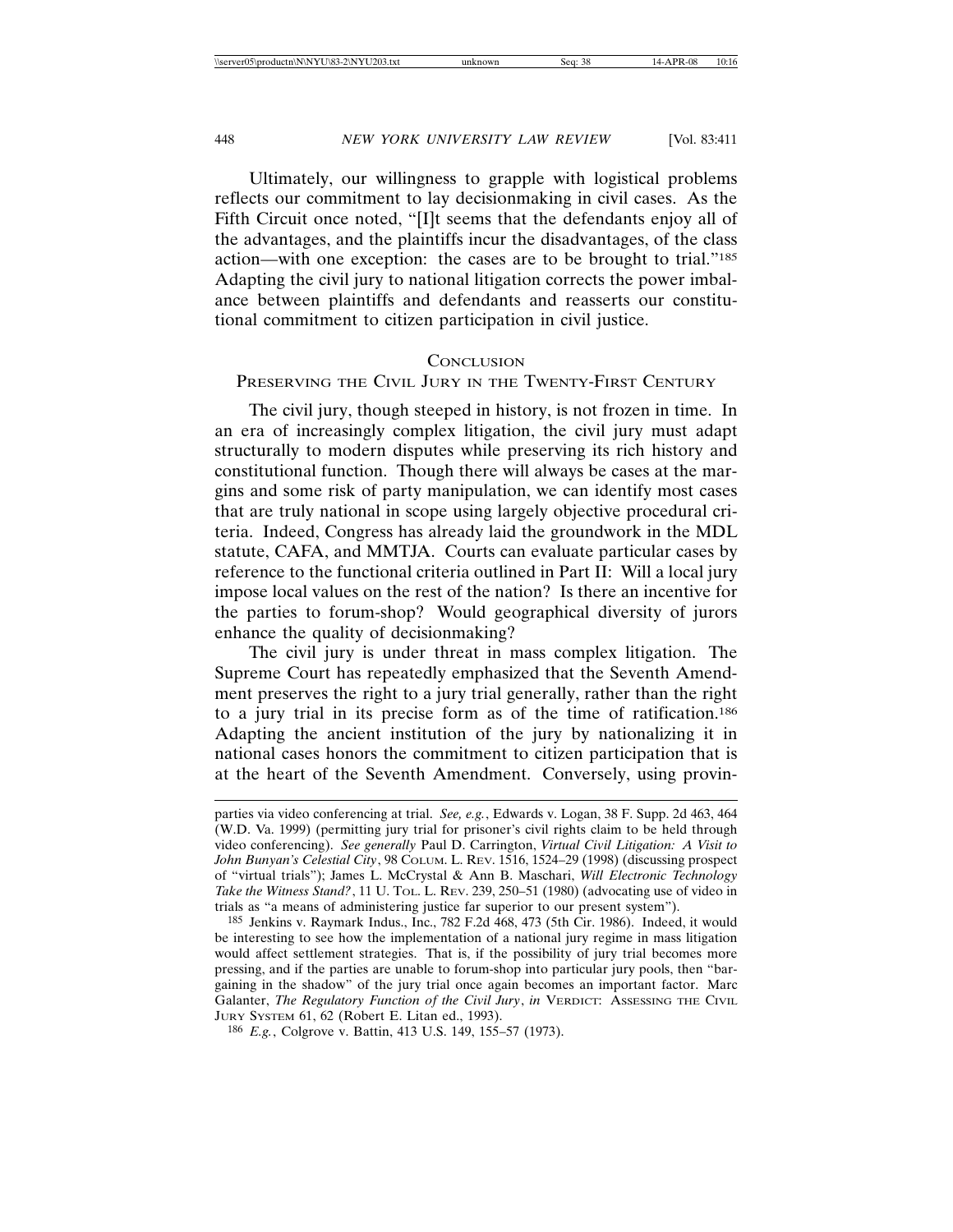Ultimately, our willingness to grapple with logistical problems reflects our commitment to lay decisionmaking in civil cases. As the Fifth Circuit once noted, "[I]t seems that the defendants enjoy all of the advantages, and the plaintiffs incur the disadvantages, of the class action—with one exception: the cases are to be brought to trial."[185] Adapting the civil jury to national litigation corrects the power imbalance between plaintiffs and defendants and reasserts our constitutional commitment to citizen participation in civil justice.

## CONCLUSION

## PRESERVING THE CIVIL JURY IN THE TWENTY-FIRST CENTURY

The civil jury, though steeped in history, is not frozen in time. In an era of increasingly complex litigation, the civil jury must adapt structurally to modern disputes while preserving its rich history and constitutional function. Though there will always be cases at the margins and some risk of party manipulation, we can identify most cases that are truly national in scope using largely objective procedural criteria. Indeed, Congress has already laid the groundwork in the MDL statute, CAFA, and MMTJA. Courts can evaluate particular cases by reference to the functional criteria outlined in Part II: Will a local jury impose local values on the rest of the nation? Is there an incentive for the parties to forum-shop? Would geographical diversity of jurors enhance the quality of decisionmaking?

The civil jury is under threat in mass complex litigation. The Supreme Court has repeatedly emphasized that the Seventh Amendment preserves the right to a jury trial generally, rather than the right to a jury trial in its precise form as of the time of ratification.[186] Adapting the ancient institution of the jury by nationalizing it in national cases honors the commitment to citizen participation that is at the heart of the Seventh Amendment. Conversely, using provin-

---

parties via video conferencing at trial. *See, e.g.*, Edwards v. Logan, 38 F. Supp. 2d 463, 464 (W.D. Va. 1999) (permitting jury trial for prisoner's civil rights claim to be held through video conferencing). *See generally* Paul D. Carrington, *Virtual Civil Litigation: A Visit to John Bunyan's Celestial City*, 98 COLUM. L. REV. 1516, 1524–29 (1998) (discussing prospect of "virtual trials"); James L. McCrystal & Ann B. Maschari, *Will Electronic Technology Take the Witness Stand?*, 11 U. TOL. L. REV. 239, 250–51 (1980) (advocating use of video in trials as "a means of administering justice far superior to our present system").

[185] Jenkins v. Raymark Indus., Inc., 782 F.2d 468, 473 (5th Cir. 1986). Indeed, it would be interesting to see how the implementation of a national jury regime in mass litigation would affect settlement strategies. That is, if the possibility of jury trial becomes more pressing, and if the parties are unable to forum-shop into particular jury pools, then "bargaining in the shadow" of the jury trial once again becomes an important factor. Marc Galanter, *The Regulatory Function of the Civil Jury*, *in* VERDICT: ASSESSING THE CIVIL JURY SYSTEM 61, 62 (Robert E. Litan ed., 1993).

[186] *E.g.*, Colgrove v. Battin, 413 U.S. 149, 155–57 (1973).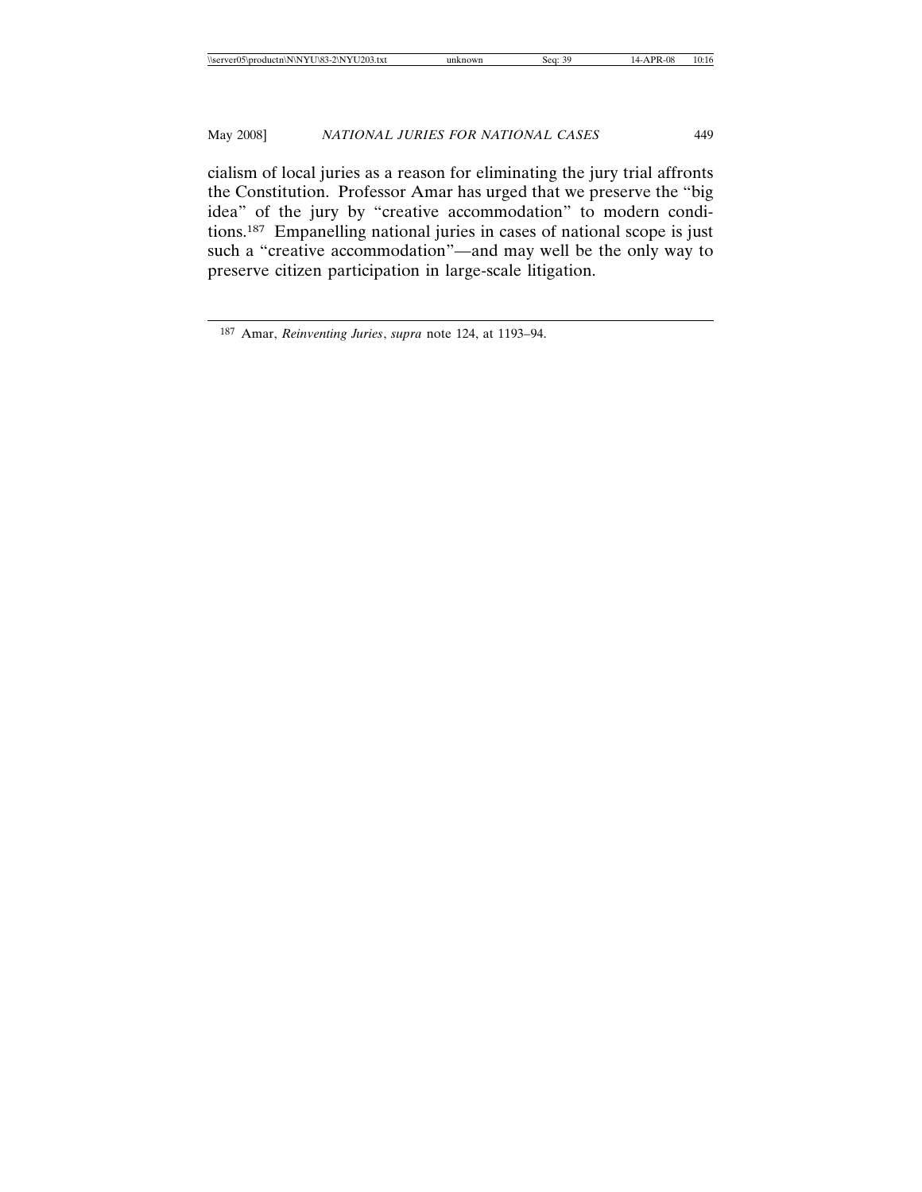cialism of local juries as a reason for eliminating the jury trial affronts the Constitution. Professor Amar has urged that we preserve the "big idea" of the jury by "creative accommodation" to modern conditions.[187] Empanelling national juries in cases of national scope is just such a "creative accommodation"—and may well be the only way to preserve citizen participation in large-scale litigation.

---

[187] Amar, *Reinventing Juries*, *supra* note 124, at 1193–94.